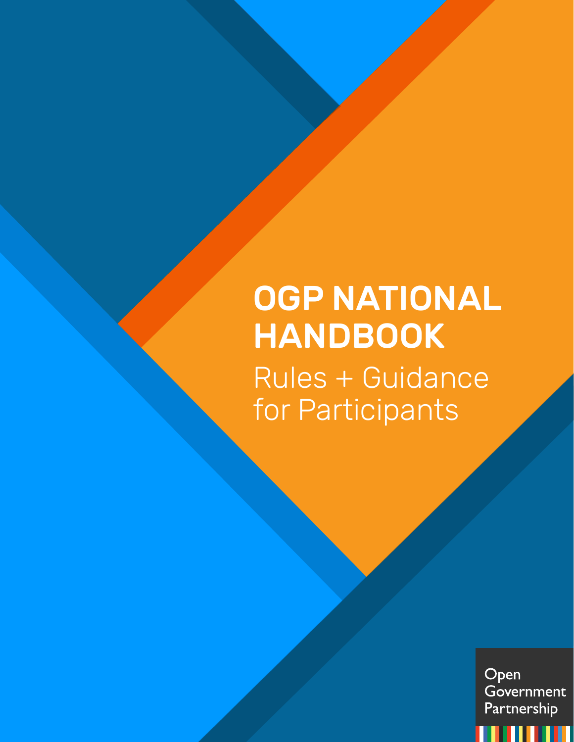# OGP NATIONAL HANDBOOK

## Rules + Guidance for Participants

Open Government Partnership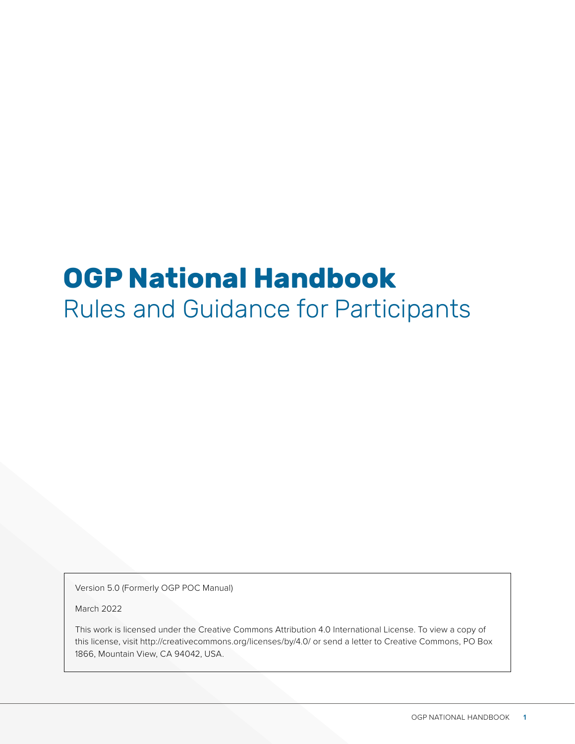# OGP National Handbook
## Rules and Guidance for Participants

Version 5.0 (Formerly OGP POC Manual)

March 2022

This work is licensed under the Creative Commons Attribution 4.0 International License. To view a copy of this license, visit http://creativecommons.org/licenses/by/4.0/ or send a letter to Creative Commons, PO Box 1866, Mountain View, CA 94042, USA.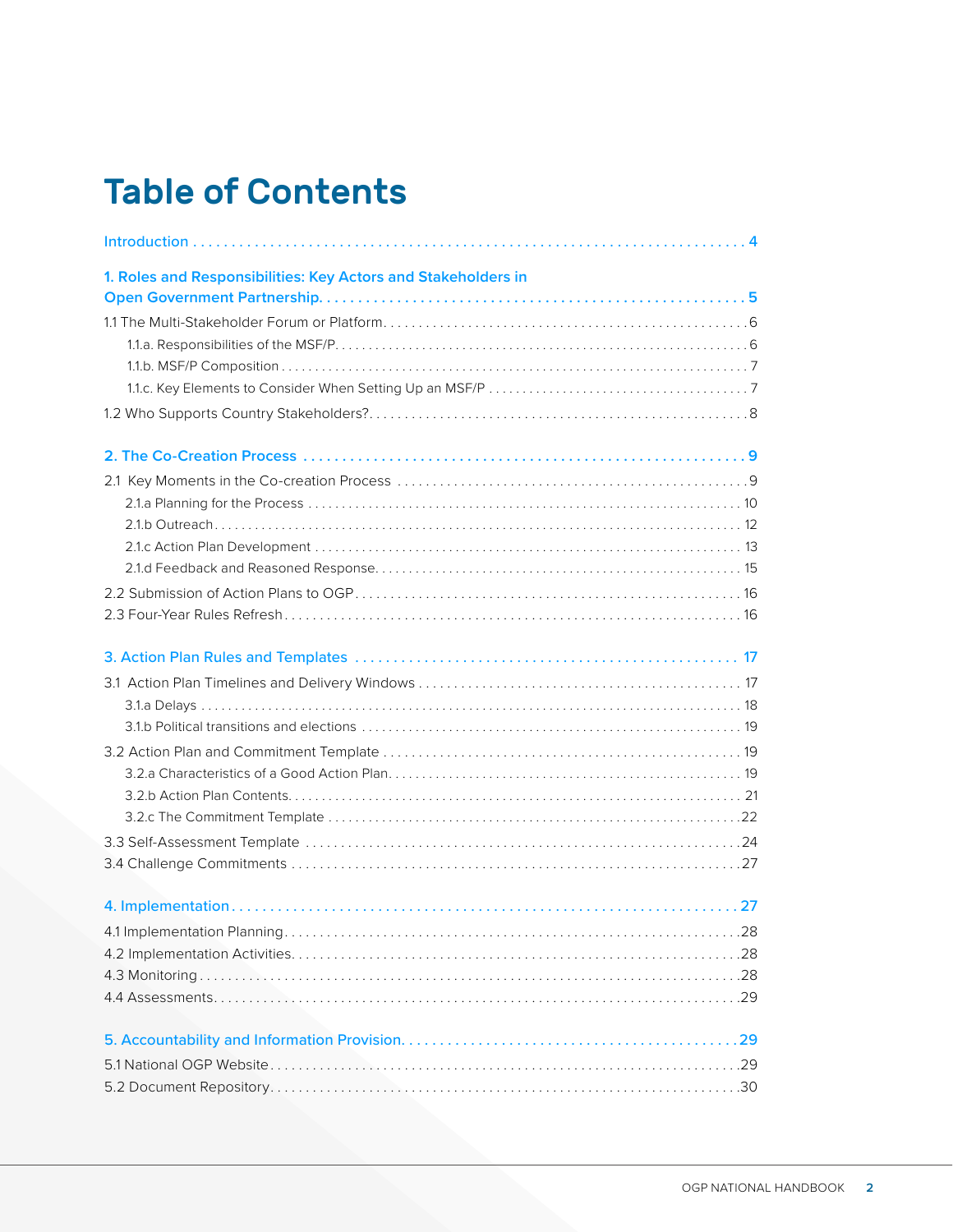# Table of Contents

Introduction . . . . . 4

1. Roles and Responsibilities: Key Actors and Stakeholders in Open Government Partnership. . . . . 5

1.1 The Multi-Stakeholder Forum or Platform. . . . . 6

1.1.a. Responsibilities of the MSF/P. . . . . 6

1.1.b. MSF/P Composition . . . . . 7

1.1.c. Key Elements to Consider When Setting Up an MSF/P . . . . . 7

1.2 Who Supports Country Stakeholders?. . . . . 8

2. The Co-Creation Process . . . . . 9

2.1 Key Moments in the Co-creation Process . . . . . 9

2.1.a Planning for the Process . . . . . 10

2.1.b Outreach . . . . . 12

2.1.c Action Plan Development . . . . . 13

2.1.d Feedback and Reasoned Response. . . . . 15

2.2 Submission of Action Plans to OGP. . . . . 16

2.3 Four-Year Rules Refresh . . . . . 16

3. Action Plan Rules and Templates . . . . . 17

3.1 Action Plan Timelines and Delivery Windows . . . . . 17

3.1.a Delays . . . . . 18

3.1.b Political transitions and elections . . . . . 19

3.2 Action Plan and Commitment Template . . . . . 19

3.2.a Characteristics of a Good Action Plan. . . . . 19

3.2.b Action Plan Contents. . . . . 21

3.2.c The Commitment Template . . . . . 22

3.3 Self-Assessment Template . . . . . 24

3.4 Challenge Commitments . . . . . 27

4. Implementation. . . . . 27

4.1 Implementation Planning. . . . . 28

4.2 Implementation Activities. . . . . 28

4.3 Monitoring . . . . . 28

4.4 Assessments. . . . . 29

5. Accountability and Information Provision. . . . . 29

5.1 National OGP Website. . . . . 29

5.2 Document Repository. . . . . 30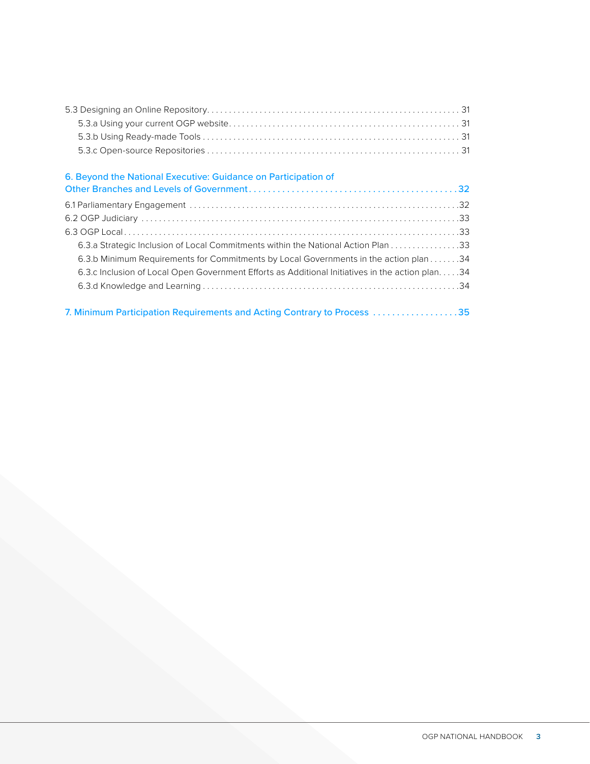5.3 Designing an Online Repository. . . . . . . . . . . . . . . . . . . . . . . . . . . . . . . . . . . . . . . . . . . . . . . . . . . . . . . . . 31
    5.3.a Using your current OGP website. . . . . . . . . . . . . . . . . . . . . . . . . . . . . . . . . . . . . . . . . . . . . . . . . . . . 31
    5.3.b Using Ready-made Tools . . . . . . . . . . . . . . . . . . . . . . . . . . . . . . . . . . . . . . . . . . . . . . . . . . . . . . . . . 31
    5.3.c Open-source Repositories . . . . . . . . . . . . . . . . . . . . . . . . . . . . . . . . . . . . . . . . . . . . . . . . . . . . . . . 31

6. Beyond the National Executive: Guidance on Participation of Other Branches and Levels of Government . . . . . . . . . . . . . . . . . . . . . . . . . . . . . . . . . . . . . . . . . . . . 32

6.1 Parliamentary Engagement . . . . . . . . . . . . . . . . . . . . . . . . . . . . . . . . . . . . . . . . . . . . . . . . . . . . . . . . . . . . 32
6.2 OGP Judiciary . . . . . . . . . . . . . . . . . . . . . . . . . . . . . . . . . . . . . . . . . . . . . . . . . . . . . . . . . . . . . . . . . . . . . . . 33
6.3 OGP Local . . . . . . . . . . . . . . . . . . . . . . . . . . . . . . . . . . . . . . . . . . . . . . . . . . . . . . . . . . . . . . . . . . . . . . . . . 33
    6.3.a Strategic Inclusion of Local Commitments within the National Action Plan . . . . . . . . . . . . . . . . 33
    6.3.b Minimum Requirements for Commitments by Local Governments in the action plan . . . . . . . 34
    6.3.c Inclusion of Local Open Government Efforts as Additional Initiatives in the action plan. . . . . 34
    6.3.d Knowledge and Learning . . . . . . . . . . . . . . . . . . . . . . . . . . . . . . . . . . . . . . . . . . . . . . . . . . . . . . . . . 34

7. Minimum Participation Requirements and Acting Contrary to Process . . . . . . . . . . . . . . . . . . 35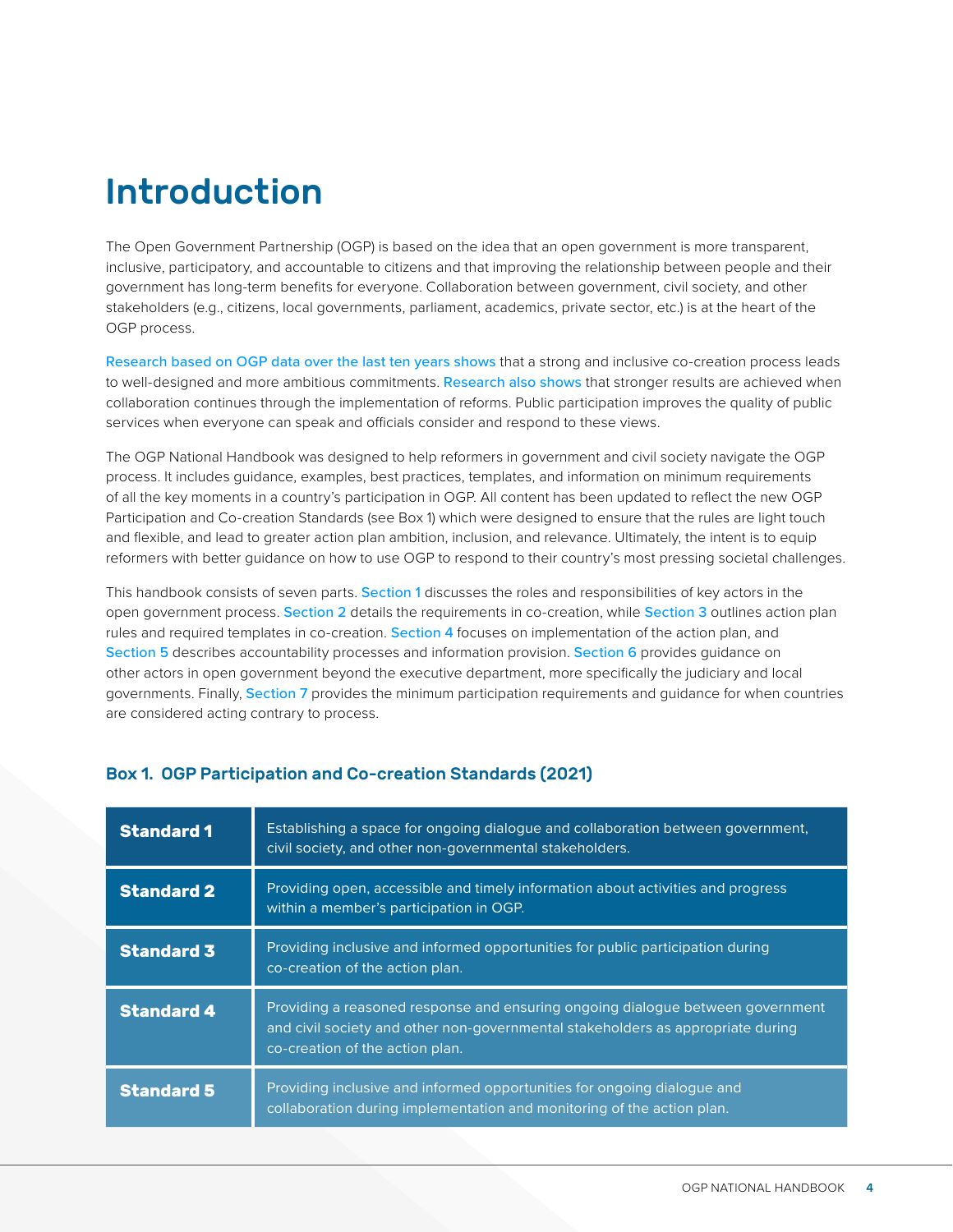# Introduction

The Open Government Partnership (OGP) is based on the idea that an open government is more transparent, inclusive, participatory, and accountable to citizens and that improving the relationship between people and their government has long-term benefits for everyone. Collaboration between government, civil society, and other stakeholders (e.g., citizens, local governments, parliament, academics, private sector, etc.) is at the heart of the OGP process.

Research based on OGP data over the last ten years shows that a strong and inclusive co-creation process leads to well-designed and more ambitious commitments. Research also shows that stronger results are achieved when collaboration continues through the implementation of reforms. Public participation improves the quality of public services when everyone can speak and officials consider and respond to these views.

The OGP National Handbook was designed to help reformers in government and civil society navigate the OGP process. It includes guidance, examples, best practices, templates, and information on minimum requirements of all the key moments in a country's participation in OGP. All content has been updated to reflect the new OGP Participation and Co-creation Standards (see Box 1) which were designed to ensure that the rules are light touch and flexible, and lead to greater action plan ambition, inclusion, and relevance. Ultimately, the intent is to equip reformers with better guidance on how to use OGP to respond to their country's most pressing societal challenges.

This handbook consists of seven parts. Section 1 discusses the roles and responsibilities of key actors in the open government process. Section 2 details the requirements in co-creation, while Section 3 outlines action plan rules and required templates in co-creation. Section 4 focuses on implementation of the action plan, and Section 5 describes accountability processes and information provision. Section 6 provides guidance on other actors in open government beyond the executive department, more specifically the judiciary and local governments. Finally, Section 7 provides the minimum participation requirements and guidance for when countries are considered acting contrary to process.

### Box 1. OGP Participation and Co-creation Standards (2021)

| | |
|---|---|
| **Standard 1** | Establishing a space for ongoing dialogue and collaboration between government, civil society, and other non-governmental stakeholders. |
| **Standard 2** | Providing open, accessible and timely information about activities and progress within a member's participation in OGP. |
| **Standard 3** | Providing inclusive and informed opportunities for public participation during co-creation of the action plan. |
| **Standard 4** | Providing a reasoned response and ensuring ongoing dialogue between government and civil society and other non-governmental stakeholders as appropriate during co-creation of the action plan. |
| **Standard 5** | Providing inclusive and informed opportunities for ongoing dialogue and collaboration during implementation and monitoring of the action plan. |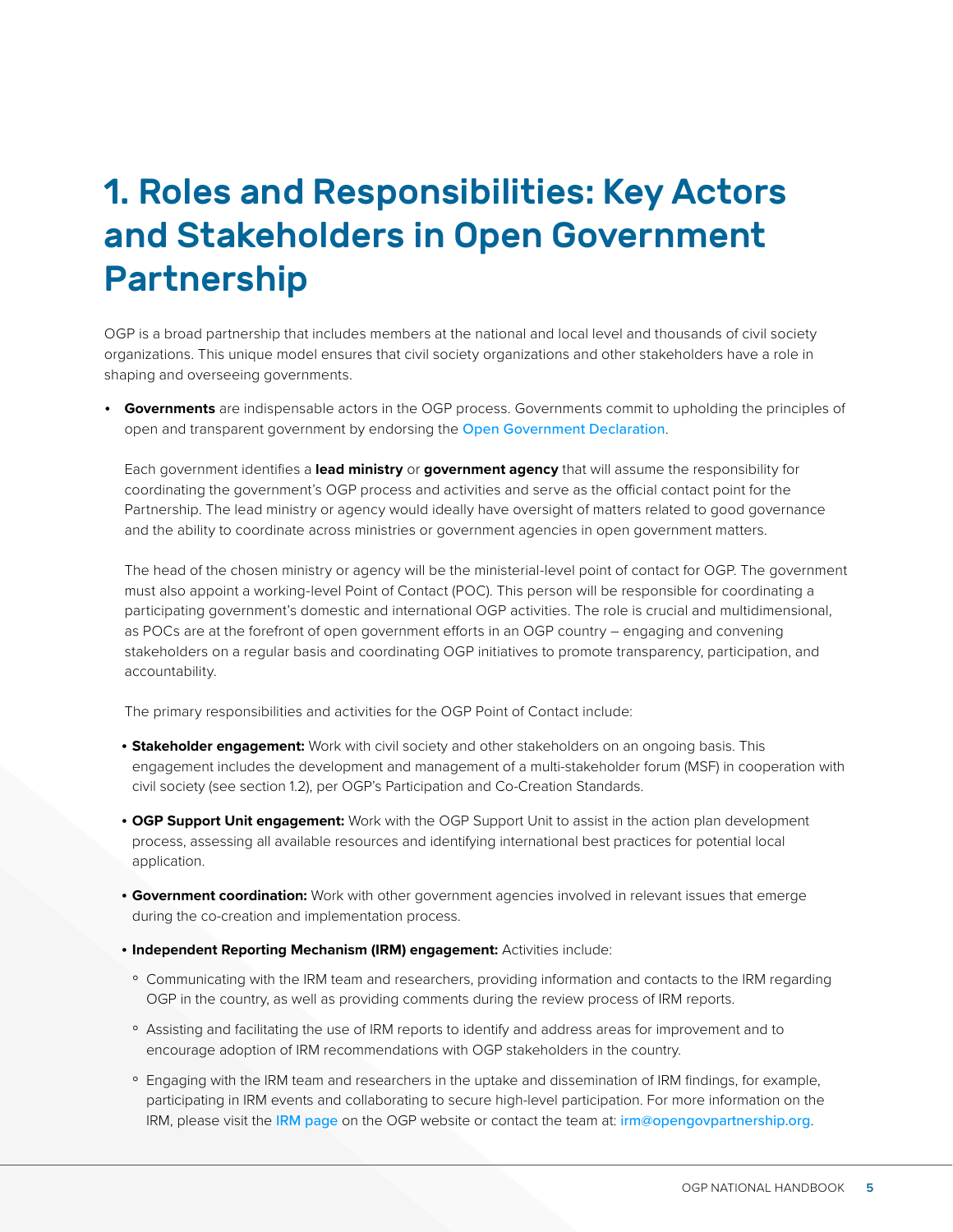# 1. Roles and Responsibilities: Key Actors and Stakeholders in Open Government Partnership

OGP is a broad partnership that includes members at the national and local level and thousands of civil society organizations. This unique model ensures that civil society organizations and other stakeholders have a role in shaping and overseeing governments.

- **Governments** are indispensable actors in the OGP process. Governments commit to upholding the principles of open and transparent government by endorsing the Open Government Declaration.

  Each government identifies a **lead ministry** or **government agency** that will assume the responsibility for coordinating the government's OGP process and activities and serve as the official contact point for the Partnership. The lead ministry or agency would ideally have oversight of matters related to good governance and the ability to coordinate across ministries or government agencies in open government matters.

  The head of the chosen ministry or agency will be the ministerial-level point of contact for OGP. The government must also appoint a working-level Point of Contact (POC). This person will be responsible for coordinating a participating government's domestic and international OGP activities. The role is crucial and multidimensional, as POCs are at the forefront of open government efforts in an OGP country – engaging and convening stakeholders on a regular basis and coordinating OGP initiatives to promote transparency, participation, and accountability.

  The primary responsibilities and activities for the OGP Point of Contact include:

  - **Stakeholder engagement:** Work with civil society and other stakeholders on an ongoing basis. This engagement includes the development and management of a multi-stakeholder forum (MSF) in cooperation with civil society (see section 1.2), per OGP's Participation and Co-Creation Standards.
  - **OGP Support Unit engagement:** Work with the OGP Support Unit to assist in the action plan development process, assessing all available resources and identifying international best practices for potential local application.
  - **Government coordination:** Work with other government agencies involved in relevant issues that emerge during the co-creation and implementation process.
  - **Independent Reporting Mechanism (IRM) engagement:** Activities include:
    - Communicating with the IRM team and researchers, providing information and contacts to the IRM regarding OGP in the country, as well as providing comments during the review process of IRM reports.
    - Assisting and facilitating the use of IRM reports to identify and address areas for improvement and to encourage adoption of IRM recommendations with OGP stakeholders in the country.
    - Engaging with the IRM team and researchers in the uptake and dissemination of IRM findings, for example, participating in IRM events and collaborating to secure high-level participation. For more information on the IRM, please visit the IRM page on the OGP website or contact the team at: irm@opengovpartnership.org.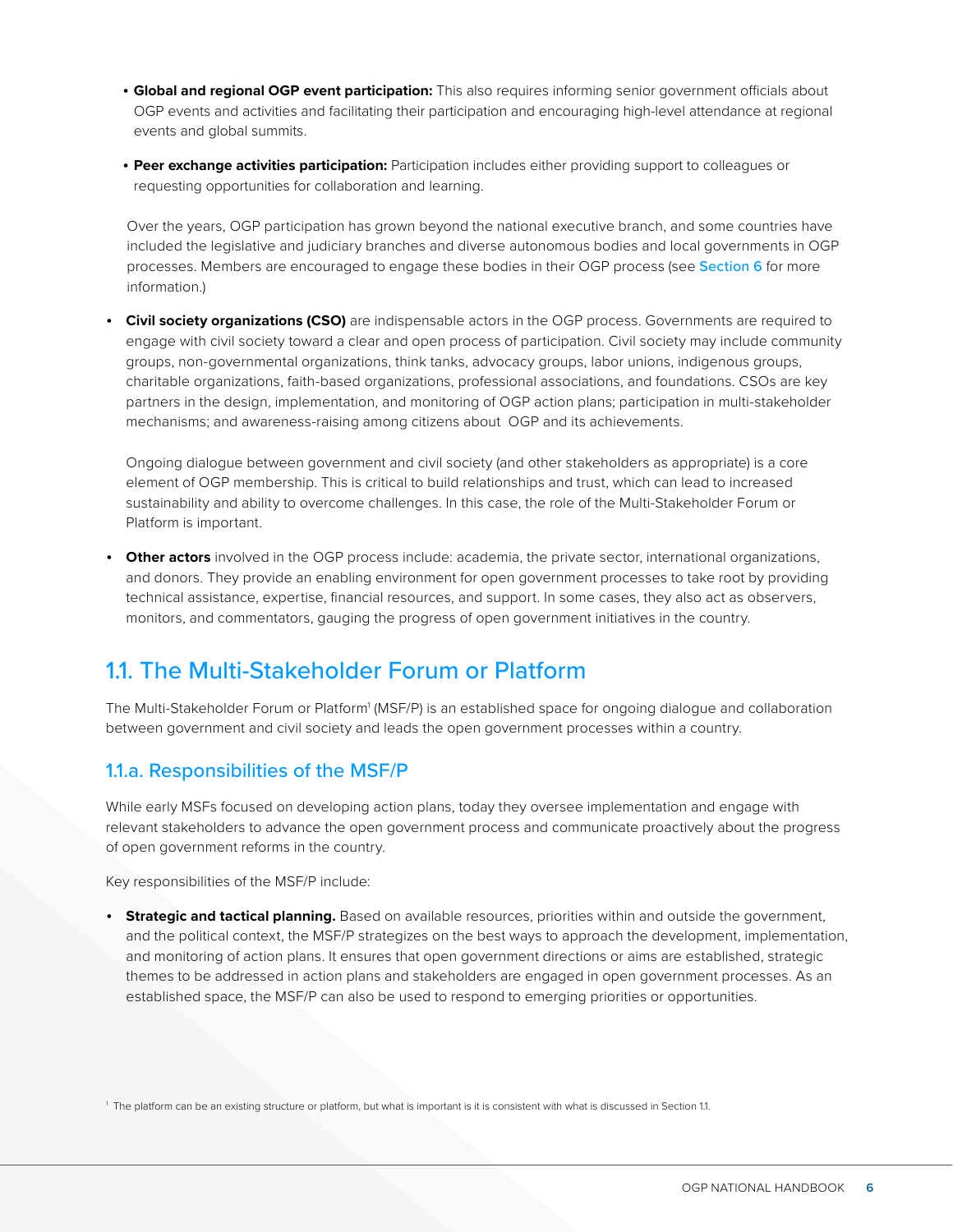- **Global and regional OGP event participation:** This also requires informing senior government officials about OGP events and activities and facilitating their participation and encouraging high-level attendance at regional events and global summits.

- **Peer exchange activities participation:** Participation includes either providing support to colleagues or requesting opportunities for collaboration and learning.

  Over the years, OGP participation has grown beyond the national executive branch, and some countries have included the legislative and judiciary branches and diverse autonomous bodies and local governments in OGP processes. Members are encouraged to engage these bodies in their OGP process (see Section 6 for more information.)

- **Civil society organizations (CSO)** are indispensable actors in the OGP process. Governments are required to engage with civil society toward a clear and open process of participation. Civil society may include community groups, non-governmental organizations, think tanks, advocacy groups, labor unions, indigenous groups, charitable organizations, faith-based organizations, professional associations, and foundations. CSOs are key partners in the design, implementation, and monitoring of OGP action plans; participation in multi-stakeholder mechanisms; and awareness-raising among citizens about OGP and its achievements.

  Ongoing dialogue between government and civil society (and other stakeholders as appropriate) is a core element of OGP membership. This is critical to build relationships and trust, which can lead to increased sustainability and ability to overcome challenges. In this case, the role of the Multi-Stakeholder Forum or Platform is important.

- **Other actors** involved in the OGP process include: academia, the private sector, international organizations, and donors. They provide an enabling environment for open government processes to take root by providing technical assistance, expertise, financial resources, and support. In some cases, they also act as observers, monitors, and commentators, gauging the progress of open government initiatives in the country.

## 1.1. The Multi-Stakeholder Forum or Platform

The Multi-Stakeholder Forum or Platform[1] (MSF/P) is an established space for ongoing dialogue and collaboration between government and civil society and leads the open government processes within a country.

### 1.1.a. Responsibilities of the MSF/P

While early MSFs focused on developing action plans, today they oversee implementation and engage with relevant stakeholders to advance the open government process and communicate proactively about the progress of open government reforms in the country.

Key responsibilities of the MSF/P include:

- **Strategic and tactical planning.** Based on available resources, priorities within and outside the government, and the political context, the MSF/P strategizes on the best ways to approach the development, implementation, and monitoring of action plans. It ensures that open government directions or aims are established, strategic themes to be addressed in action plans and stakeholders are engaged in open government processes. As an established space, the MSF/P can also be used to respond to emerging priorities or opportunities.

[1] The platform can be an existing structure or platform, but what is important is it is consistent with what is discussed in Section 1.1.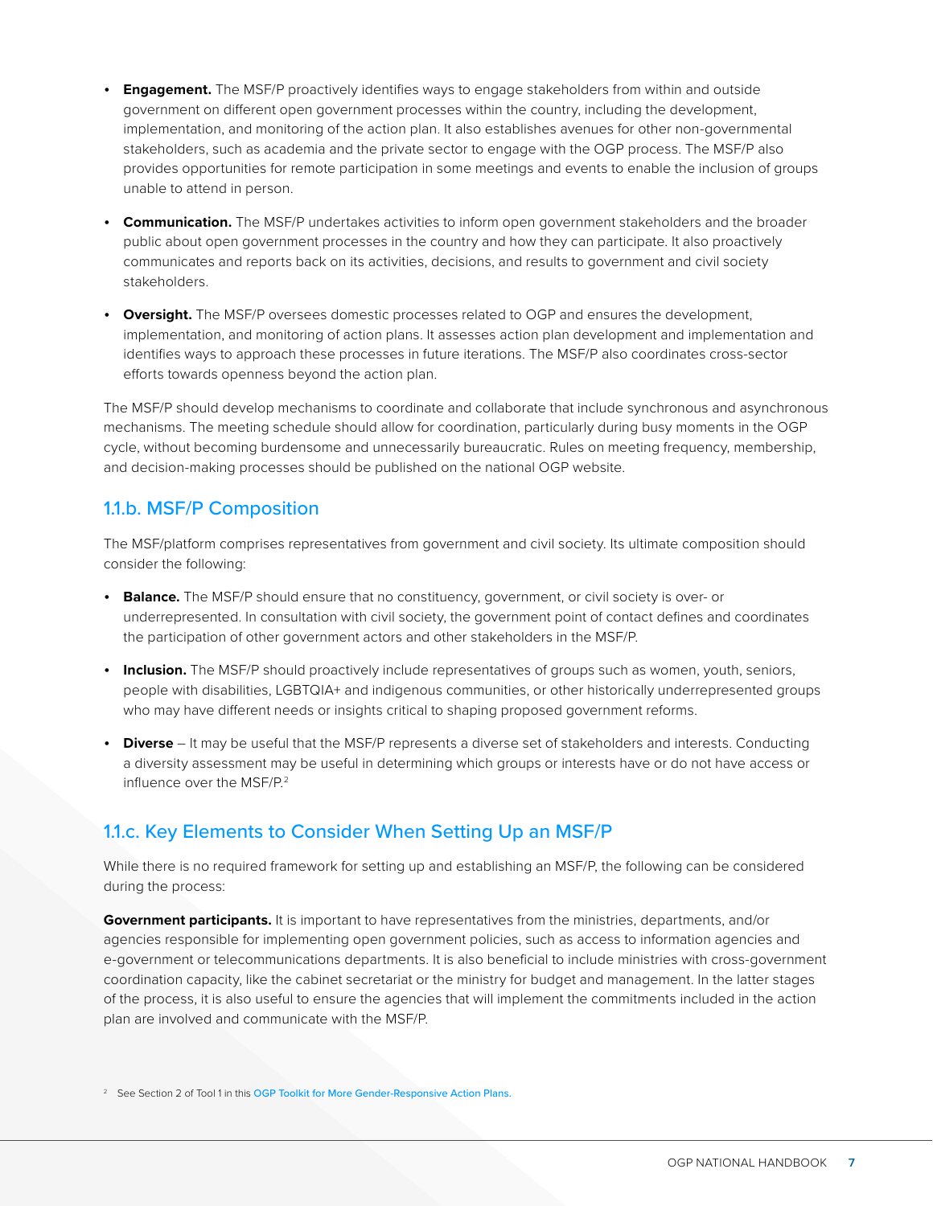- **Engagement.** The MSF/P proactively identifies ways to engage stakeholders from within and outside government on different open government processes within the country, including the development, implementation, and monitoring of the action plan. It also establishes avenues for other non-governmental stakeholders, such as academia and the private sector to engage with the OGP process. The MSF/P also provides opportunities for remote participation in some meetings and events to enable the inclusion of groups unable to attend in person.
- **Communication.** The MSF/P undertakes activities to inform open government stakeholders and the broader public about open government processes in the country and how they can participate. It also proactively communicates and reports back on its activities, decisions, and results to government and civil society stakeholders.
- **Oversight.** The MSF/P oversees domestic processes related to OGP and ensures the development, implementation, and monitoring of action plans. It assesses action plan development and implementation and identifies ways to approach these processes in future iterations. The MSF/P also coordinates cross-sector efforts towards openness beyond the action plan.

The MSF/P should develop mechanisms to coordinate and collaborate that include synchronous and asynchronous mechanisms. The meeting schedule should allow for coordination, particularly during busy moments in the OGP cycle, without becoming burdensome and unnecessarily bureaucratic. Rules on meeting frequency, membership, and decision-making processes should be published on the national OGP website.

## 1.1.b. MSF/P Composition

The MSF/platform comprises representatives from government and civil society. Its ultimate composition should consider the following:

- **Balance.** The MSF/P should ensure that no constituency, government, or civil society is over- or underrepresented. In consultation with civil society, the government point of contact defines and coordinates the participation of other government actors and other stakeholders in the MSF/P.
- **Inclusion.** The MSF/P should proactively include representatives of groups such as women, youth, seniors, people with disabilities, LGBTQIA+ and indigenous communities, or other historically underrepresented groups who may have different needs or insights critical to shaping proposed government reforms.
- **Diverse** – It may be useful that the MSF/P represents a diverse set of stakeholders and interests. Conducting a diversity assessment may be useful in determining which groups or interests have or do not have access or influence over the MSF/P.[2]

## 1.1.c. Key Elements to Consider When Setting Up an MSF/P

While there is no required framework for setting up and establishing an MSF/P, the following can be considered during the process:

**Government participants.** It is important to have representatives from the ministries, departments, and/or agencies responsible for implementing open government policies, such as access to information agencies and e-government or telecommunications departments. It is also beneficial to include ministries with cross-government coordination capacity, like the cabinet secretariat or the ministry for budget and management. In the latter stages of the process, it is also useful to ensure the agencies that will implement the commitments included in the action plan are involved and communicate with the MSF/P.

[2] See Section 2 of Tool 1 in this OGP Toolkit for More Gender-Responsive Action Plans.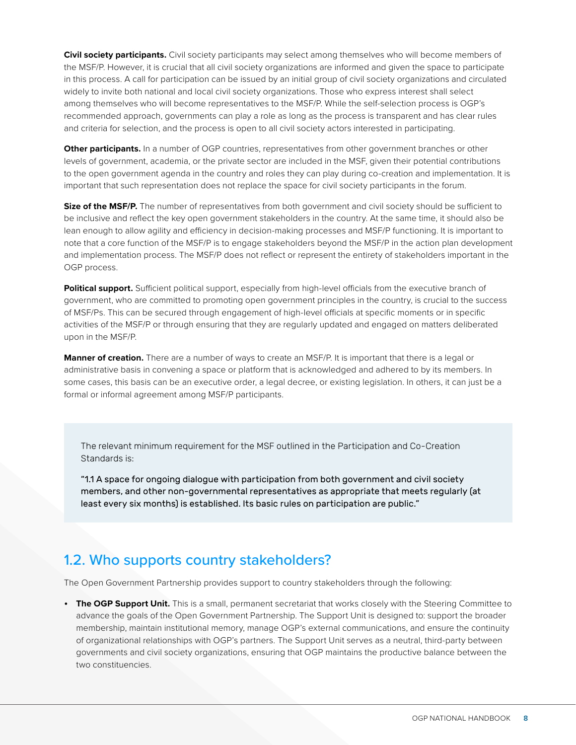**Civil society participants.** Civil society participants may select among themselves who will become members of the MSF/P. However, it is crucial that all civil society organizations are informed and given the space to participate in this process. A call for participation can be issued by an initial group of civil society organizations and circulated widely to invite both national and local civil society organizations. Those who express interest shall select among themselves who will become representatives to the MSF/P. While the self-selection process is OGP's recommended approach, governments can play a role as long as the process is transparent and has clear rules and criteria for selection, and the process is open to all civil society actors interested in participating.

**Other participants.** In a number of OGP countries, representatives from other government branches or other levels of government, academia, or the private sector are included in the MSF, given their potential contributions to the open government agenda in the country and roles they can play during co-creation and implementation. It is important that such representation does not replace the space for civil society participants in the forum.

**Size of the MSF/P.** The number of representatives from both government and civil society should be sufficient to be inclusive and reflect the key open government stakeholders in the country. At the same time, it should also be lean enough to allow agility and efficiency in decision-making processes and MSF/P functioning. It is important to note that a core function of the MSF/P is to engage stakeholders beyond the MSF/P in the action plan development and implementation process. The MSF/P does not reflect or represent the entirety of stakeholders important in the OGP process.

**Political support.** Sufficient political support, especially from high-level officials from the executive branch of government, who are committed to promoting open government principles in the country, is crucial to the success of MSF/Ps. This can be secured through engagement of high-level officials at specific moments or in specific activities of the MSF/P or through ensuring that they are regularly updated and engaged on matters deliberated upon in the MSF/P.

**Manner of creation.** There are a number of ways to create an MSF/P. It is important that there is a legal or administrative basis in convening a space or platform that is acknowledged and adhered to by its members. In some cases, this basis can be an executive order, a legal decree, or existing legislation. In others, it can just be a formal or informal agreement among MSF/P participants.

> The relevant minimum requirement for the MSF outlined in the Participation and Co-Creation Standards is:
>
> "1.1 A space for ongoing dialogue with participation from both government and civil society members, and other non-governmental representatives as appropriate that meets regularly (at least every six months) is established. Its basic rules on participation are public."

## 1.2. Who supports country stakeholders?

The Open Government Partnership provides support to country stakeholders through the following:

- **The OGP Support Unit.** This is a small, permanent secretariat that works closely with the Steering Committee to advance the goals of the Open Government Partnership. The Support Unit is designed to: support the broader membership, maintain institutional memory, manage OGP's external communications, and ensure the continuity of organizational relationships with OGP's partners. The Support Unit serves as a neutral, third-party between governments and civil society organizations, ensuring that OGP maintains the productive balance between the two constituencies.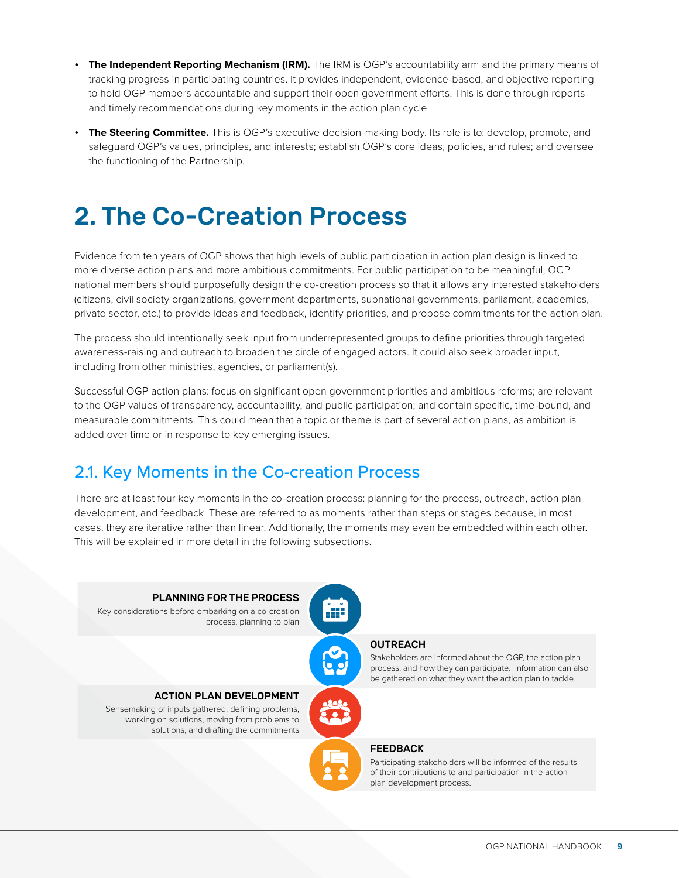- **The Independent Reporting Mechanism (IRM).** The IRM is OGP's accountability arm and the primary means of tracking progress in participating countries. It provides independent, evidence-based, and objective reporting to hold OGP members accountable and support their open government efforts. This is done through reports and timely recommendations during key moments in the action plan cycle.
- **The Steering Committee.** This is OGP's executive decision-making body. Its role is to: develop, promote, and safeguard OGP's values, principles, and interests; establish OGP's core ideas, policies, and rules; and oversee the functioning of the Partnership.

# 2. The Co-Creation Process

Evidence from ten years of OGP shows that high levels of public participation in action plan design is linked to more diverse action plans and more ambitious commitments. For public participation to be meaningful, OGP national members should purposefully design the co-creation process so that it allows any interested stakeholders (citizens, civil society organizations, government departments, subnational governments, parliament, academics, private sector, etc.) to provide ideas and feedback, identify priorities, and propose commitments for the action plan.

The process should intentionally seek input from underrepresented groups to define priorities through targeted awareness-raising and outreach to broaden the circle of engaged actors. It could also seek broader input, including from other ministries, agencies, or parliament(s).

Successful OGP action plans: focus on significant open government priorities and ambitious reforms; are relevant to the OGP values of transparency, accountability, and public participation; and contain specific, time-bound, and measurable commitments. This could mean that a topic or theme is part of several action plans, as ambition is added over time or in response to key emerging issues.

## 2.1. Key Moments in the Co-creation Process

There are at least four key moments in the co-creation process: planning for the process, outreach, action plan development, and feedback. These are referred to as moments rather than steps or stages because, in most cases, they are iterative rather than linear. Additionally, the moments may even be embedded within each other. This will be explained in more detail in the following subsections.

**PLANNING FOR THE PROCESS**
Key considerations before embarking on a co-creation process, planning to plan

**OUTREACH**
Stakeholders are informed about the OGP, the action plan process, and how they can participate. Information can also be gathered on what they want the action plan to tackle.

**ACTION PLAN DEVELOPMENT**
Sensemaking of inputs gathered, defining problems, working on solutions, moving from problems to solutions, and drafting the commitments

**FEEDBACK**
Participating stakeholders will be informed of the results of their contributions to and participation in the action plan development process.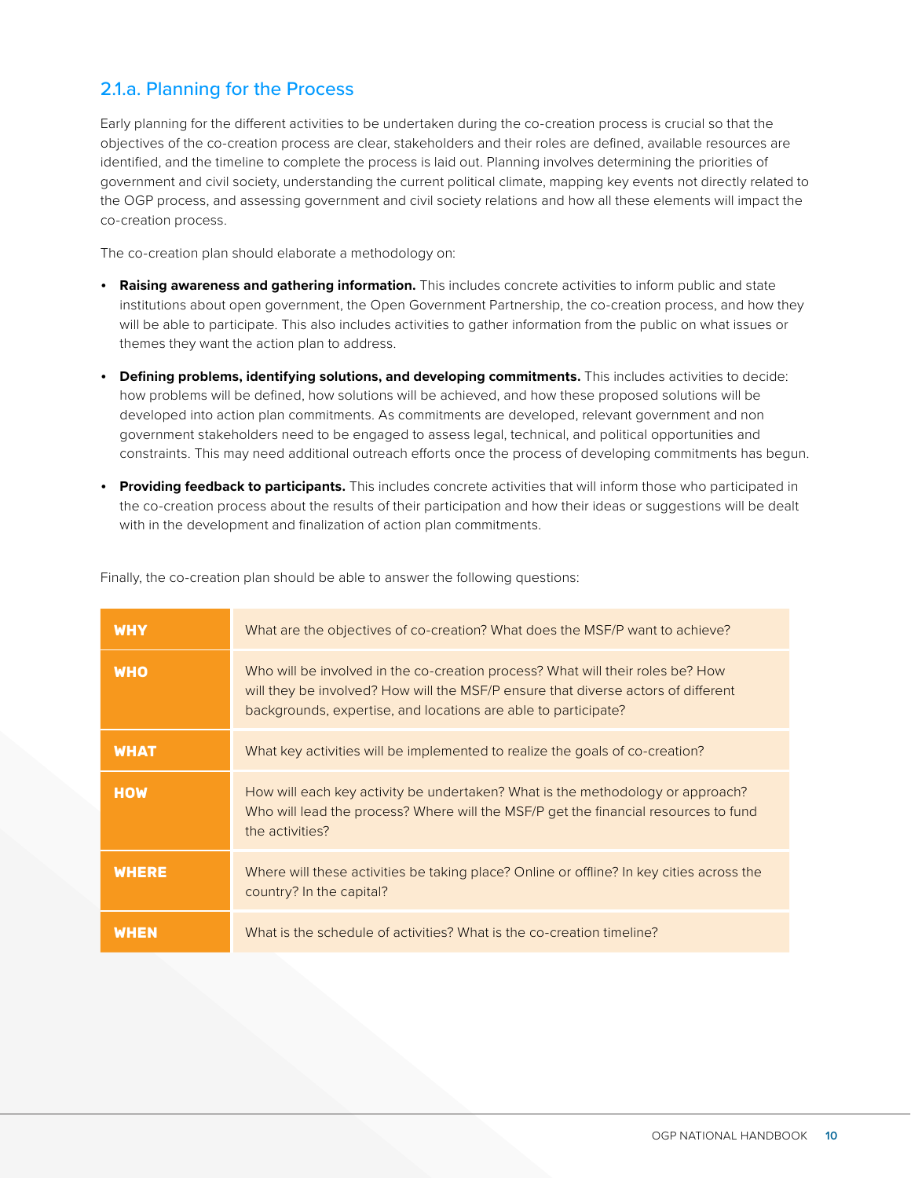### 2.1.a. Planning for the Process

Early planning for the different activities to be undertaken during the co-creation process is crucial so that the objectives of the co-creation process are clear, stakeholders and their roles are defined, available resources are identified, and the timeline to complete the process is laid out. Planning involves determining the priorities of government and civil society, understanding the current political climate, mapping key events not directly related to the OGP process, and assessing government and civil society relations and how all these elements will impact the co-creation process.

The co-creation plan should elaborate a methodology on:

- **Raising awareness and gathering information.** This includes concrete activities to inform public and state institutions about open government, the Open Government Partnership, the co-creation process, and how they will be able to participate. This also includes activities to gather information from the public on what issues or themes they want the action plan to address.
- **Defining problems, identifying solutions, and developing commitments.** This includes activities to decide: how problems will be defined, how solutions will be achieved, and how these proposed solutions will be developed into action plan commitments. As commitments are developed, relevant government and non government stakeholders need to be engaged to assess legal, technical, and political opportunities and constraints. This may need additional outreach efforts once the process of developing commitments has begun.
- **Providing feedback to participants.** This includes concrete activities that will inform those who participated in the co-creation process about the results of their participation and how their ideas or suggestions will be dealt with in the development and finalization of action plan commitments.

Finally, the co-creation plan should be able to answer the following questions:

| | |
|---|---|
| **WHY** | What are the objectives of co-creation? What does the MSF/P want to achieve? |
| **WHO** | Who will be involved in the co-creation process? What will their roles be? How will they be involved? How will the MSF/P ensure that diverse actors of different backgrounds, expertise, and locations are able to participate? |
| **WHAT** | What key activities will be implemented to realize the goals of co-creation? |
| **HOW** | How will each key activity be undertaken? What is the methodology or approach? Who will lead the process? Where will the MSF/P get the financial resources to fund the activities? |
| **WHERE** | Where will these activities be taking place? Online or offline? In key cities across the country? In the capital? |
| **WHEN** | What is the schedule of activities? What is the co-creation timeline? |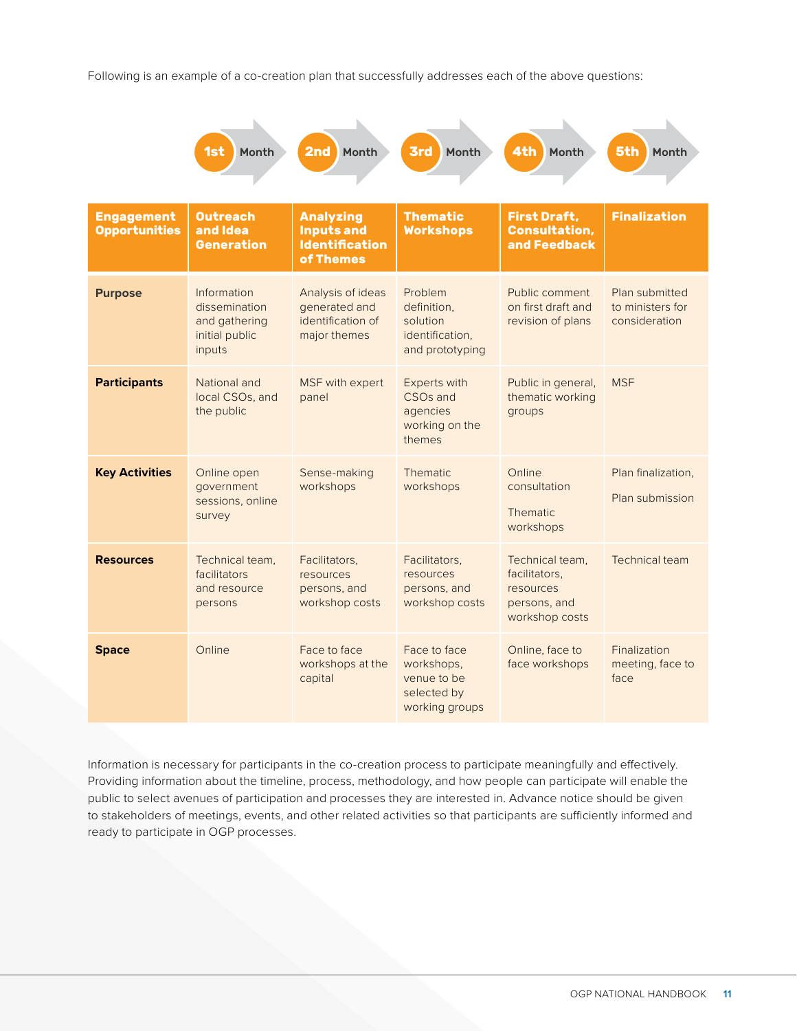Following is an example of a co-creation plan that successfully addresses each of the above questions:

| | 1st Month | 2nd Month | 3rd Month | 4th Month | 5th Month |
|---|---|---|---|---|---|
| **Engagement Opportunities** | **Outreach and Idea Generation** | **Analyzing Inputs and Identification of Themes** | **Thematic Workshops** | **First Draft, Consultation, and Feedback** | **Finalization** |
| **Purpose** | Information dissemination and gathering initial public inputs | Analysis of ideas generated and identification of major themes | Problem definition, solution identification, and prototyping | Public comment on first draft and revision of plans | Plan submitted to ministers for consideration |
| **Participants** | National and local CSOs, and the public | MSF with expert panel | Experts with CSOs and agencies working on the themes | Public in general, thematic working groups | MSF |
| **Key Activities** | Online open government sessions, online survey | Sense-making workshops | Thematic workshops | Online consultation<br><br>Thematic workshops | Plan finalization,<br><br>Plan submission |
| **Resources** | Technical team, facilitators and resource persons | Facilitators, resources persons, and workshop costs | Facilitators, resources persons, and workshop costs | Technical team, facilitators, resources persons, and workshop costs | Technical team |
| **Space** | Online | Face to face workshops at the capital | Face to face workshops, venue to be selected by working groups | Online, face to face workshops | Finalization meeting, face to face |

Information is necessary for participants in the co-creation process to participate meaningfully and effectively. Providing information about the timeline, process, methodology, and how people can participate will enable the public to select avenues of participation and processes they are interested in. Advance notice should be given to stakeholders of meetings, events, and other related activities so that participants are sufficiently informed and ready to participate in OGP processes.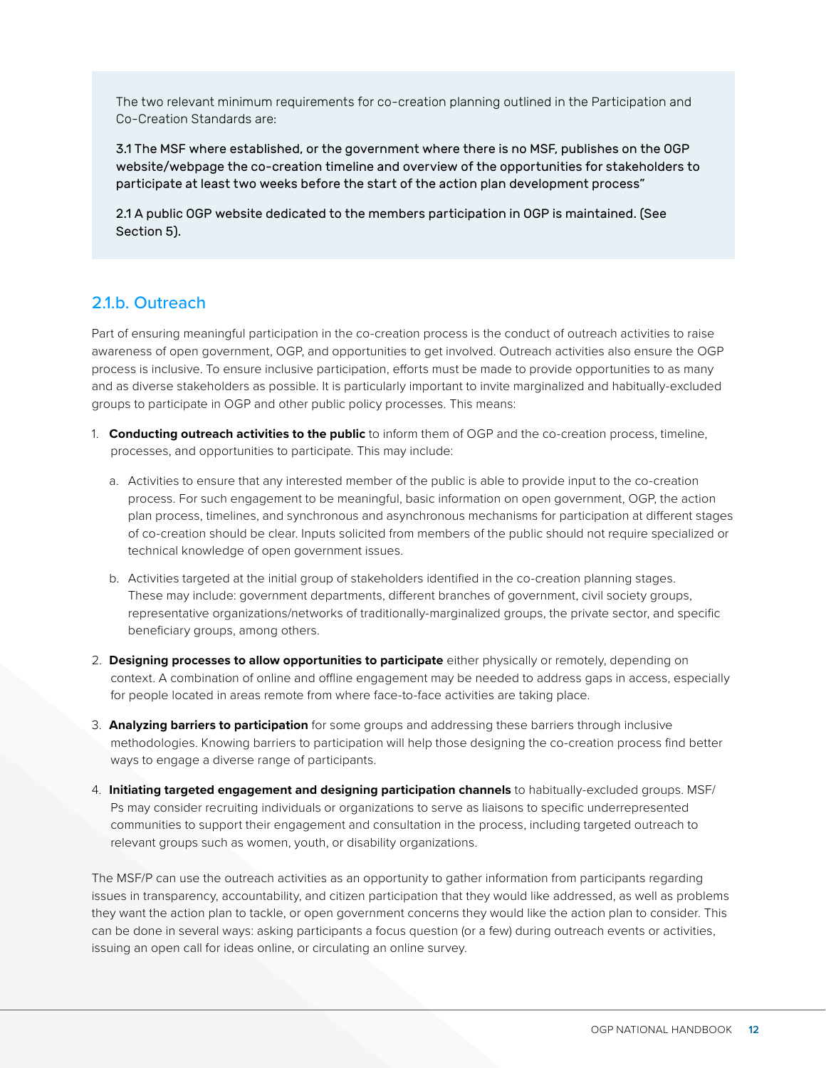The two relevant minimum requirements for co-creation planning outlined in the Participation and Co-Creation Standards are:

3.1 The MSF where established, or the government where there is no MSF, publishes on the OGP website/webpage the co-creation timeline and overview of the opportunities for stakeholders to participate at least two weeks before the start of the action plan development process"

2.1 A public OGP website dedicated to the members participation in OGP is maintained. (See Section 5).

### 2.1.b. Outreach

Part of ensuring meaningful participation in the co-creation process is the conduct of outreach activities to raise awareness of open government, OGP, and opportunities to get involved. Outreach activities also ensure the OGP process is inclusive. To ensure inclusive participation, efforts must be made to provide opportunities to as many and as diverse stakeholders as possible. It is particularly important to invite marginalized and habitually-excluded groups to participate in OGP and other public policy processes. This means:

1. **Conducting outreach activities to the public** to inform them of OGP and the co-creation process, timeline, processes, and opportunities to participate. This may include:
    a. Activities to ensure that any interested member of the public is able to provide input to the co-creation process. For such engagement to be meaningful, basic information on open government, OGP, the action plan process, timelines, and synchronous and asynchronous mechanisms for participation at different stages of co-creation should be clear. Inputs solicited from members of the public should not require specialized or technical knowledge of open government issues.
    b. Activities targeted at the initial group of stakeholders identified in the co-creation planning stages. These may include: government departments, different branches of government, civil society groups, representative organizations/networks of traditionally-marginalized groups, the private sector, and specific beneficiary groups, among others.
2. **Designing processes to allow opportunities to participate** either physically or remotely, depending on context. A combination of online and offline engagement may be needed to address gaps in access, especially for people located in areas remote from where face-to-face activities are taking place.
3. **Analyzing barriers to participation** for some groups and addressing these barriers through inclusive methodologies. Knowing barriers to participation will help those designing the co-creation process find better ways to engage a diverse range of participants.
4. **Initiating targeted engagement and designing participation channels** to habitually-excluded groups. MSF/Ps may consider recruiting individuals or organizations to serve as liaisons to specific underrepresented communities to support their engagement and consultation in the process, including targeted outreach to relevant groups such as women, youth, or disability organizations.

The MSF/P can use the outreach activities as an opportunity to gather information from participants regarding issues in transparency, accountability, and citizen participation that they would like addressed, as well as problems they want the action plan to tackle, or open government concerns they would like the action plan to consider. This can be done in several ways: asking participants a focus question (or a few) during outreach events or activities, issuing an open call for ideas online, or circulating an online survey.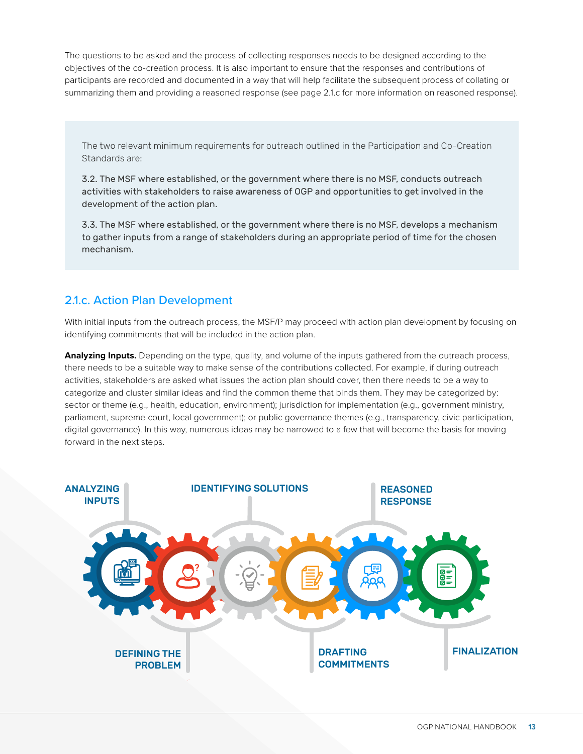The questions to be asked and the process of collecting responses needs to be designed according to the objectives of the co-creation process. It is also important to ensure that the responses and contributions of participants are recorded and documented in a way that will help facilitate the subsequent process of collating or summarizing them and providing a reasoned response (see page 2.1.c for more information on reasoned response).

> The two relevant minimum requirements for outreach outlined in the Participation and Co-Creation Standards are:
>
> 3.2. The MSF where established, or the government where there is no MSF, conducts outreach activities with stakeholders to raise awareness of OGP and opportunities to get involved in the development of the action plan.
>
> 3.3. The MSF where established, or the government where there is no MSF, develops a mechanism to gather inputs from a range of stakeholders during an appropriate period of time for the chosen mechanism.

## 2.1.c. Action Plan Development

With initial inputs from the outreach process, the MSF/P may proceed with action plan development by focusing on identifying commitments that will be included in the action plan.

**Analyzing Inputs.** Depending on the type, quality, and volume of the inputs gathered from the outreach process, there needs to be a suitable way to make sense of the contributions collected. For example, if during outreach activities, stakeholders are asked what issues the action plan should cover, then there needs to be a way to categorize and cluster similar ideas and find the common theme that binds them. They may be categorized by: sector or theme (e.g., health, education, environment); jurisdiction for implementation (e.g., government ministry, parliament, supreme court, local government); or public governance themes (e.g., transparency, civic participation, digital governance). In this way, numerous ideas may be narrowed to a few that will become the basis for moving forward in the next steps.

ANALYZING INPUTS → DEFINING THE PROBLEM → IDENTIFYING SOLUTIONS → DRAFTING COMMITMENTS → REASONED RESPONSE → FINALIZATION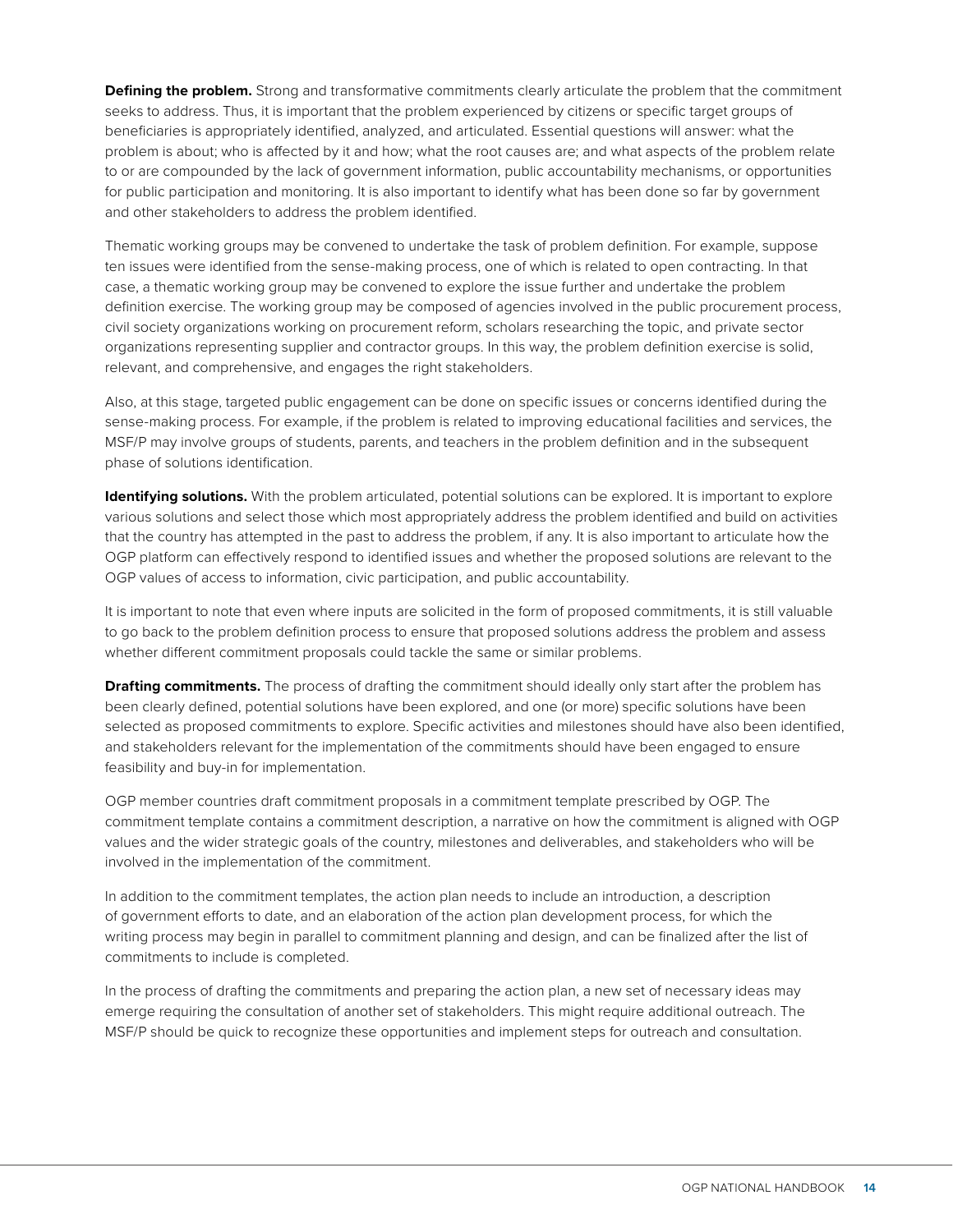**Defining the problem.** Strong and transformative commitments clearly articulate the problem that the commitment seeks to address. Thus, it is important that the problem experienced by citizens or specific target groups of beneficiaries is appropriately identified, analyzed, and articulated. Essential questions will answer: what the problem is about; who is affected by it and how; what the root causes are; and what aspects of the problem relate to or are compounded by the lack of government information, public accountability mechanisms, or opportunities for public participation and monitoring. It is also important to identify what has been done so far by government and other stakeholders to address the problem identified.

Thematic working groups may be convened to undertake the task of problem definition. For example, suppose ten issues were identified from the sense-making process, one of which is related to open contracting. In that case, a thematic working group may be convened to explore the issue further and undertake the problem definition exercise. The working group may be composed of agencies involved in the public procurement process, civil society organizations working on procurement reform, scholars researching the topic, and private sector organizations representing supplier and contractor groups. In this way, the problem definition exercise is solid, relevant, and comprehensive, and engages the right stakeholders.

Also, at this stage, targeted public engagement can be done on specific issues or concerns identified during the sense-making process. For example, if the problem is related to improving educational facilities and services, the MSF/P may involve groups of students, parents, and teachers in the problem definition and in the subsequent phase of solutions identification.

**Identifying solutions.** With the problem articulated, potential solutions can be explored. It is important to explore various solutions and select those which most appropriately address the problem identified and build on activities that the country has attempted in the past to address the problem, if any. It is also important to articulate how the OGP platform can effectively respond to identified issues and whether the proposed solutions are relevant to the OGP values of access to information, civic participation, and public accountability.

It is important to note that even where inputs are solicited in the form of proposed commitments, it is still valuable to go back to the problem definition process to ensure that proposed solutions address the problem and assess whether different commitment proposals could tackle the same or similar problems.

**Drafting commitments.** The process of drafting the commitment should ideally only start after the problem has been clearly defined, potential solutions have been explored, and one (or more) specific solutions have been selected as proposed commitments to explore. Specific activities and milestones should have also been identified, and stakeholders relevant for the implementation of the commitments should have been engaged to ensure feasibility and buy-in for implementation.

OGP member countries draft commitment proposals in a commitment template prescribed by OGP. The commitment template contains a commitment description, a narrative on how the commitment is aligned with OGP values and the wider strategic goals of the country, milestones and deliverables, and stakeholders who will be involved in the implementation of the commitment.

In addition to the commitment templates, the action plan needs to include an introduction, a description of government efforts to date, and an elaboration of the action plan development process, for which the writing process may begin in parallel to commitment planning and design, and can be finalized after the list of commitments to include is completed.

In the process of drafting the commitments and preparing the action plan, a new set of necessary ideas may emerge requiring the consultation of another set of stakeholders. This might require additional outreach. The MSF/P should be quick to recognize these opportunities and implement steps for outreach and consultation.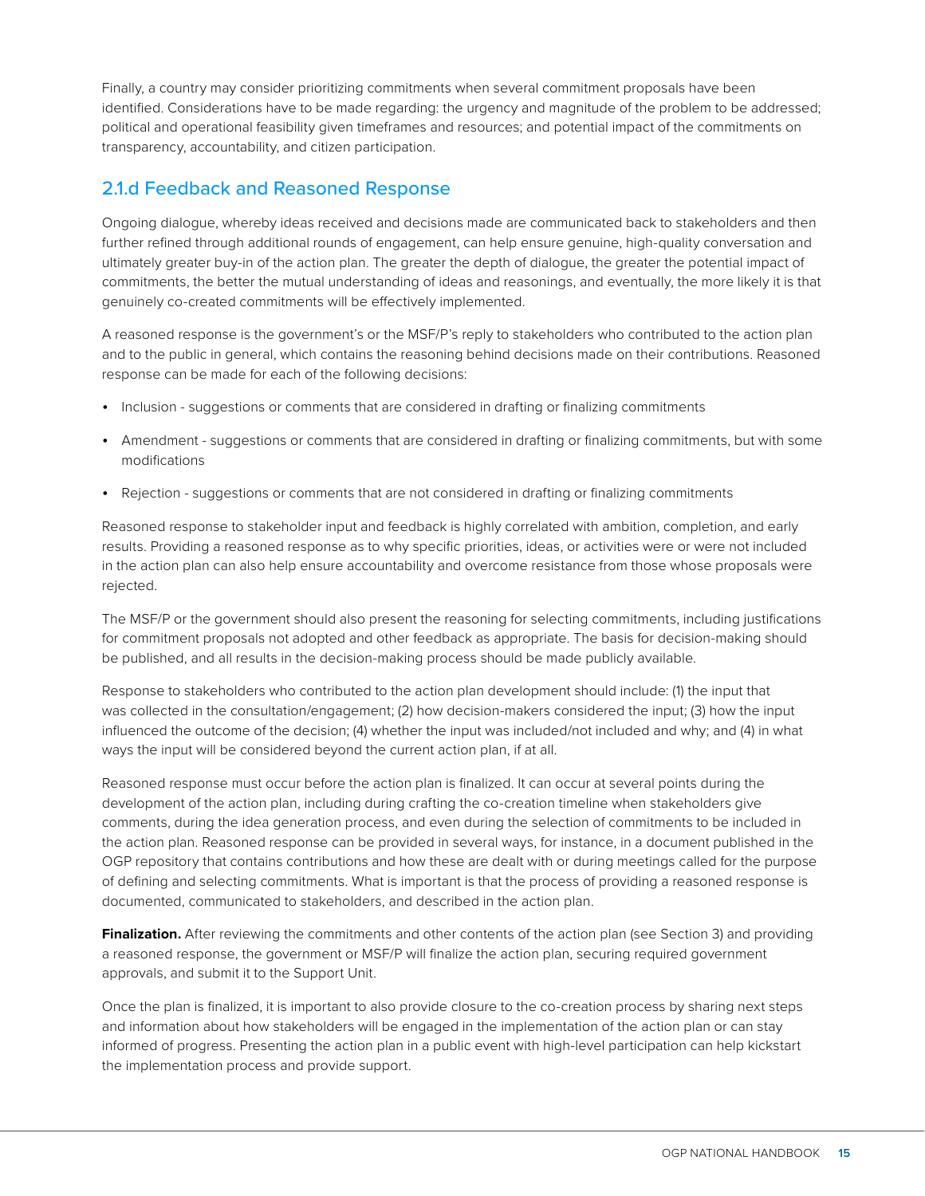Finally, a country may consider prioritizing commitments when several commitment proposals have been identified. Considerations have to be made regarding: the urgency and magnitude of the problem to be addressed; political and operational feasibility given timeframes and resources; and potential impact of the commitments on transparency, accountability, and citizen participation.

### 2.1.d Feedback and Reasoned Response

Ongoing dialogue, whereby ideas received and decisions made are communicated back to stakeholders and then further refined through additional rounds of engagement, can help ensure genuine, high-quality conversation and ultimately greater buy-in of the action plan. The greater the depth of dialogue, the greater the potential impact of commitments, the better the mutual understanding of ideas and reasonings, and eventually, the more likely it is that genuinely co-created commitments will be effectively implemented.

A reasoned response is the government's or the MSF/P's reply to stakeholders who contributed to the action plan and to the public in general, which contains the reasoning behind decisions made on their contributions. Reasoned response can be made for each of the following decisions:

- Inclusion - suggestions or comments that are considered in drafting or finalizing commitments
- Amendment - suggestions or comments that are considered in drafting or finalizing commitments, but with some modifications
- Rejection - suggestions or comments that are not considered in drafting or finalizing commitments

Reasoned response to stakeholder input and feedback is highly correlated with ambition, completion, and early results. Providing a reasoned response as to why specific priorities, ideas, or activities were or were not included in the action plan can also help ensure accountability and overcome resistance from those whose proposals were rejected.

The MSF/P or the government should also present the reasoning for selecting commitments, including justifications for commitment proposals not adopted and other feedback as appropriate. The basis for decision-making should be published, and all results in the decision-making process should be made publicly available.

Response to stakeholders who contributed to the action plan development should include: (1) the input that was collected in the consultation/engagement; (2) how decision-makers considered the input; (3) how the input influenced the outcome of the decision; (4) whether the input was included/not included and why; and (4) in what ways the input will be considered beyond the current action plan, if at all.

Reasoned response must occur before the action plan is finalized. It can occur at several points during the development of the action plan, including during crafting the co-creation timeline when stakeholders give comments, during the idea generation process, and even during the selection of commitments to be included in the action plan. Reasoned response can be provided in several ways, for instance, in a document published in the OGP repository that contains contributions and how these are dealt with or during meetings called for the purpose of defining and selecting commitments. What is important is that the process of providing a reasoned response is documented, communicated to stakeholders, and described in the action plan.

**Finalization.** After reviewing the commitments and other contents of the action plan (see Section 3) and providing a reasoned response, the government or MSF/P will finalize the action plan, securing required government approvals, and submit it to the Support Unit.

Once the plan is finalized, it is important to also provide closure to the co-creation process by sharing next steps and information about how stakeholders will be engaged in the implementation of the action plan or can stay informed of progress. Presenting the action plan in a public event with high-level participation can help kickstart the implementation process and provide support.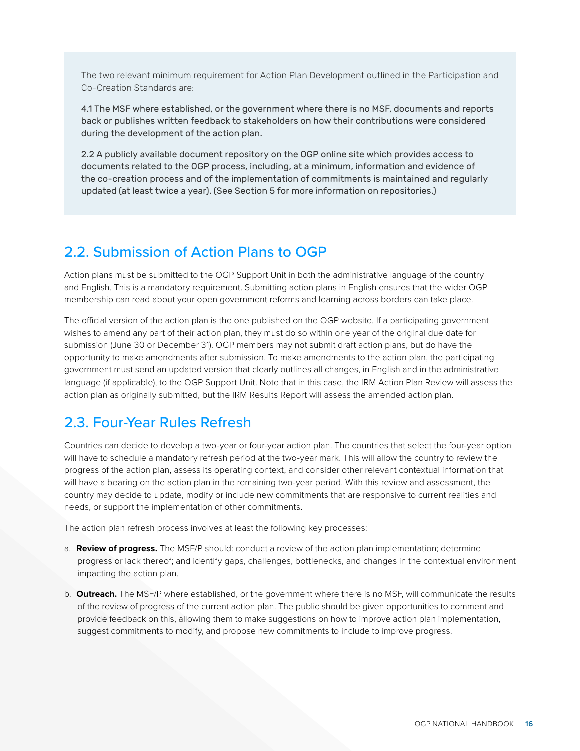The two relevant minimum requirement for Action Plan Development outlined in the Participation and Co-Creation Standards are:

4.1 The MSF where established, or the government where there is no MSF, documents and reports back or publishes written feedback to stakeholders on how their contributions were considered during the development of the action plan.

2.2 A publicly available document repository on the OGP online site which provides access to documents related to the OGP process, including, at a minimum, information and evidence of the co-creation process and of the implementation of commitments is maintained and regularly updated (at least twice a year). (See Section 5 for more information on repositories.)

## 2.2. Submission of Action Plans to OGP

Action plans must be submitted to the OGP Support Unit in both the administrative language of the country and English. This is a mandatory requirement. Submitting action plans in English ensures that the wider OGP membership can read about your open government reforms and learning across borders can take place.

The official version of the action plan is the one published on the OGP website. If a participating government wishes to amend any part of their action plan, they must do so within one year of the original due date for submission (June 30 or December 31). OGP members may not submit draft action plans, but do have the opportunity to make amendments after submission. To make amendments to the action plan, the participating government must send an updated version that clearly outlines all changes, in English and in the administrative language (if applicable), to the OGP Support Unit. Note that in this case, the IRM Action Plan Review will assess the action plan as originally submitted, but the IRM Results Report will assess the amended action plan.

## 2.3. Four-Year Rules Refresh

Countries can decide to develop a two-year or four-year action plan. The countries that select the four-year option will have to schedule a mandatory refresh period at the two-year mark. This will allow the country to review the progress of the action plan, assess its operating context, and consider other relevant contextual information that will have a bearing on the action plan in the remaining two-year period. With this review and assessment, the country may decide to update, modify or include new commitments that are responsive to current realities and needs, or support the implementation of other commitments.

The action plan refresh process involves at least the following key processes:

a. **Review of progress.** The MSF/P should: conduct a review of the action plan implementation; determine progress or lack thereof; and identify gaps, challenges, bottlenecks, and changes in the contextual environment impacting the action plan.

b. **Outreach.** The MSF/P where established, or the government where there is no MSF, will communicate the results of the review of progress of the current action plan. The public should be given opportunities to comment and provide feedback on this, allowing them to make suggestions on how to improve action plan implementation, suggest commitments to modify, and propose new commitments to include to improve progress.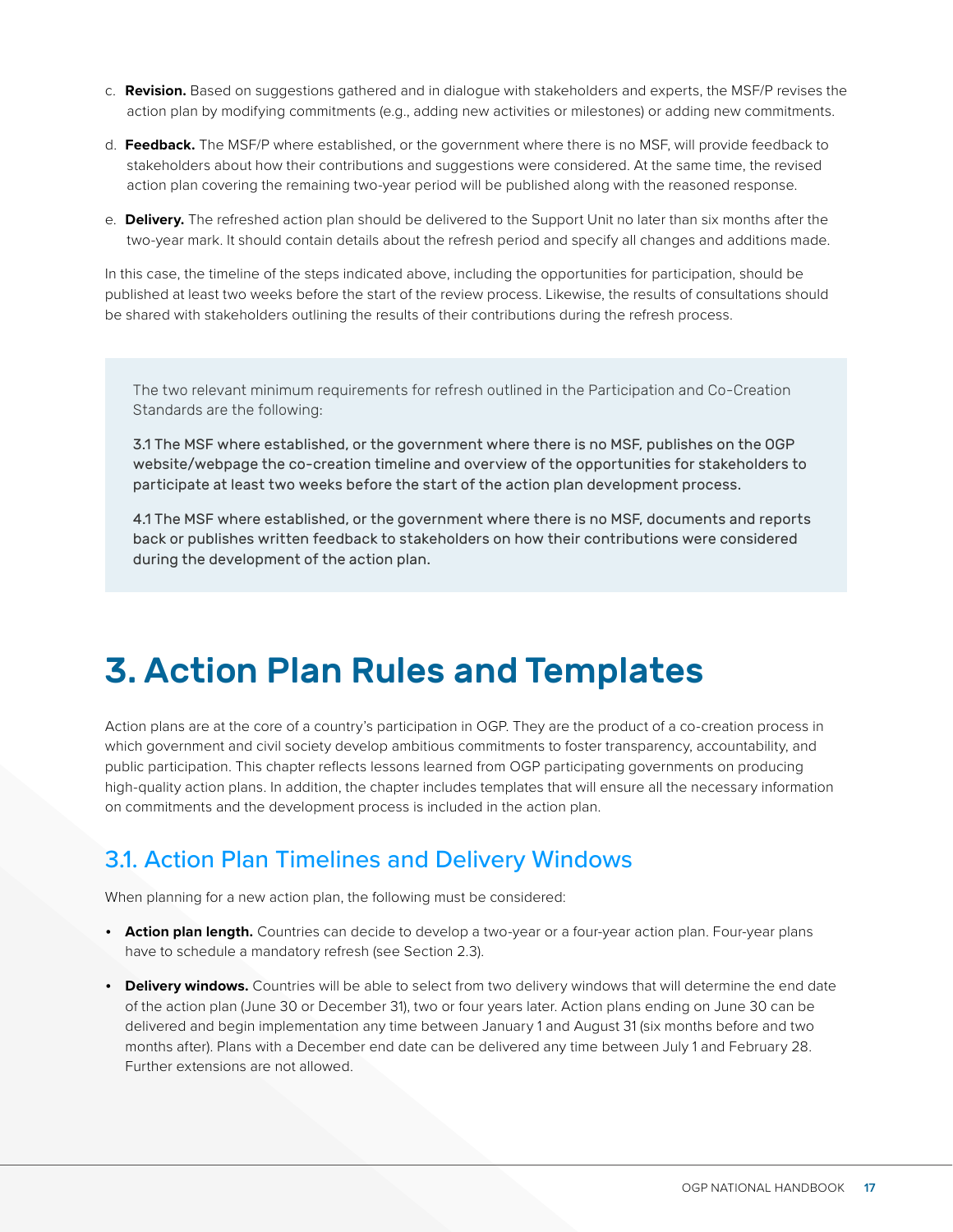c. **Revision.** Based on suggestions gathered and in dialogue with stakeholders and experts, the MSF/P revises the action plan by modifying commitments (e.g., adding new activities or milestones) or adding new commitments.

d. **Feedback.** The MSF/P where established, or the government where there is no MSF, will provide feedback to stakeholders about how their contributions and suggestions were considered. At the same time, the revised action plan covering the remaining two-year period will be published along with the reasoned response.

e. **Delivery.** The refreshed action plan should be delivered to the Support Unit no later than six months after the two-year mark. It should contain details about the refresh period and specify all changes and additions made.

In this case, the timeline of the steps indicated above, including the opportunities for participation, should be published at least two weeks before the start of the review process. Likewise, the results of consultations should be shared with stakeholders outlining the results of their contributions during the refresh process.

> The two relevant minimum requirements for refresh outlined in the Participation and Co-Creation Standards are the following:
>
> 3.1 The MSF where established, or the government where there is no MSF, publishes on the OGP website/webpage the co-creation timeline and overview of the opportunities for stakeholders to participate at least two weeks before the start of the action plan development process.
>
> 4.1 The MSF where established, or the government where there is no MSF, documents and reports back or publishes written feedback to stakeholders on how their contributions were considered during the development of the action plan.

# 3. Action Plan Rules and Templates

Action plans are at the core of a country's participation in OGP. They are the product of a co-creation process in which government and civil society develop ambitious commitments to foster transparency, accountability, and public participation. This chapter reflects lessons learned from OGP participating governments on producing high-quality action plans. In addition, the chapter includes templates that will ensure all the necessary information on commitments and the development process is included in the action plan.

## 3.1. Action Plan Timelines and Delivery Windows

When planning for a new action plan, the following must be considered:

- **Action plan length.** Countries can decide to develop a two-year or a four-year action plan. Four-year plans have to schedule a mandatory refresh (see Section 2.3).
- **Delivery windows.** Countries will be able to select from two delivery windows that will determine the end date of the action plan (June 30 or December 31), two or four years later. Action plans ending on June 30 can be delivered and begin implementation any time between January 1 and August 31 (six months before and two months after). Plans with a December end date can be delivered any time between July 1 and February 28. Further extensions are not allowed.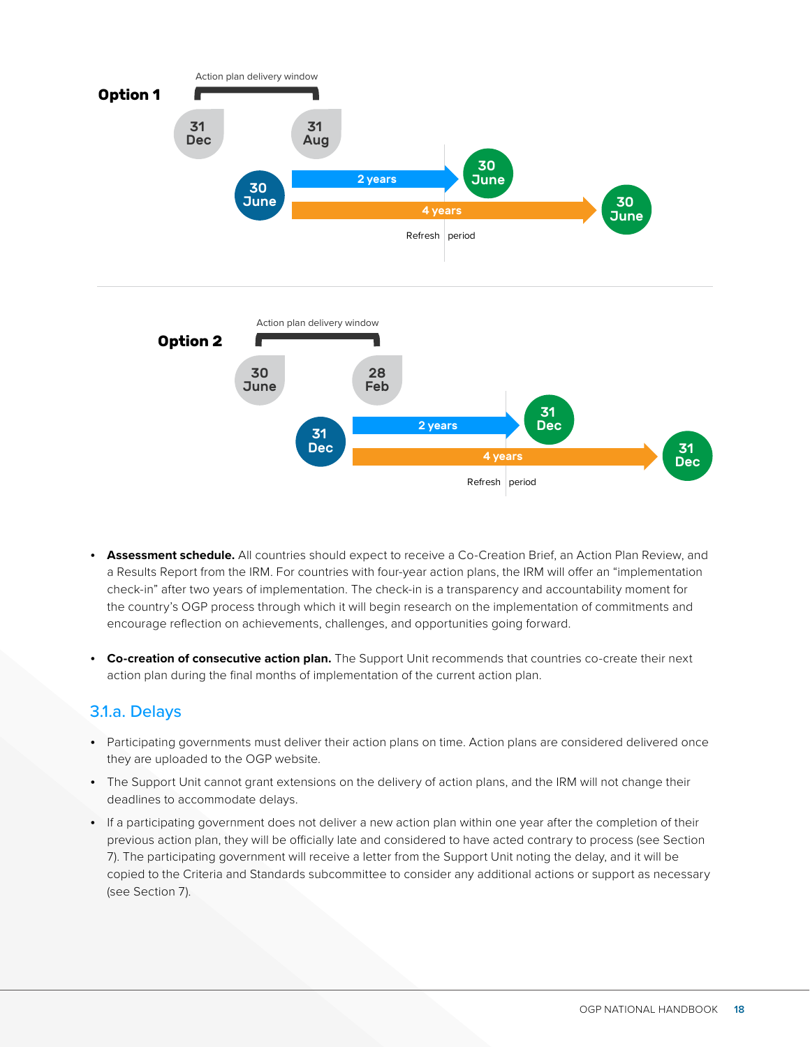**Option 1**

Action plan delivery window

31 Dec — 31 Aug

30 June → 2 years → 30 June

30 June → 4 years → 30 June

Refresh period

**Option 2**

Action plan delivery window

30 June — 28 Feb

31 Dec → 2 years → 31 Dec

31 Dec → 4 years → 31 Dec

Refresh period

- **Assessment schedule.** All countries should expect to receive a Co-Creation Brief, an Action Plan Review, and a Results Report from the IRM. For countries with four-year action plans, the IRM will offer an "implementation check-in" after two years of implementation. The check-in is a transparency and accountability moment for the country's OGP process through which it will begin research on the implementation of commitments and encourage reflection on achievements, challenges, and opportunities going forward.

- **Co-creation of consecutive action plan.** The Support Unit recommends that countries co-create their next action plan during the final months of implementation of the current action plan.

## 3.1.a. Delays

- Participating governments must deliver their action plans on time. Action plans are considered delivered once they are uploaded to the OGP website.
- The Support Unit cannot grant extensions on the delivery of action plans, and the IRM will not change their deadlines to accommodate delays.
- If a participating government does not deliver a new action plan within one year after the completion of their previous action plan, they will be officially late and considered to have acted contrary to process (see Section 7). The participating government will receive a letter from the Support Unit noting the delay, and it will be copied to the Criteria and Standards subcommittee to consider any additional actions or support as necessary (see Section 7).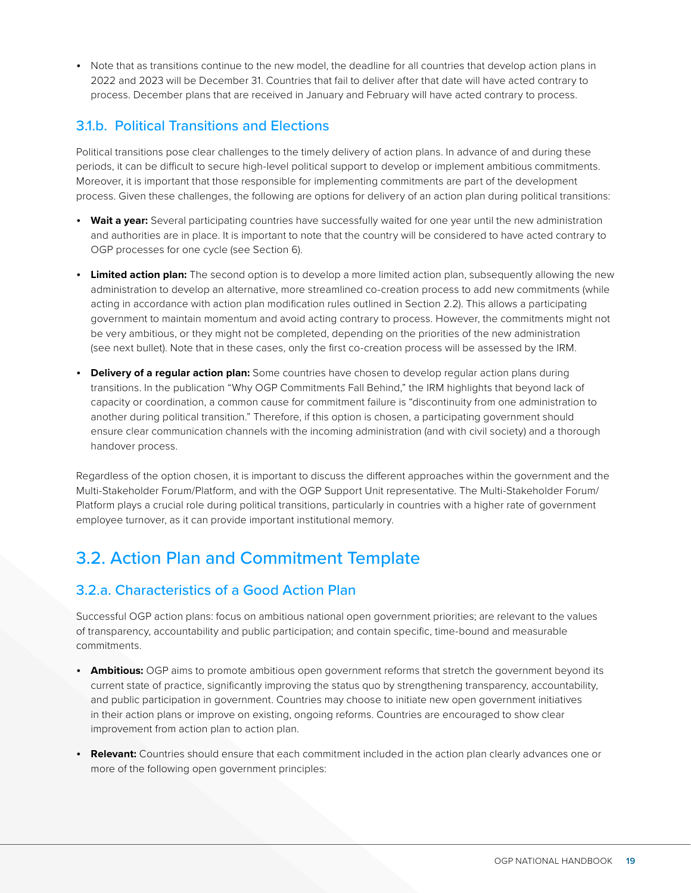- Note that as transitions continue to the new model, the deadline for all countries that develop action plans in 2022 and 2023 will be December 31. Countries that fail to deliver after that date will have acted contrary to process. December plans that are received in January and February will have acted contrary to process.

### 3.1.b. Political Transitions and Elections

Political transitions pose clear challenges to the timely delivery of action plans. In advance of and during these periods, it can be difficult to secure high-level political support to develop or implement ambitious commitments. Moreover, it is important that those responsible for implementing commitments are part of the development process. Given these challenges, the following are options for delivery of an action plan during political transitions:

- **Wait a year:** Several participating countries have successfully waited for one year until the new administration and authorities are in place. It is important to note that the country will be considered to have acted contrary to OGP processes for one cycle (see Section 6).

- **Limited action plan:** The second option is to develop a more limited action plan, subsequently allowing the new administration to develop an alternative, more streamlined co-creation process to add new commitments (while acting in accordance with action plan modification rules outlined in Section 2.2). This allows a participating government to maintain momentum and avoid acting contrary to process. However, the commitments might not be very ambitious, or they might not be completed, depending on the priorities of the new administration (see next bullet). Note that in these cases, only the first co-creation process will be assessed by the IRM.

- **Delivery of a regular action plan:** Some countries have chosen to develop regular action plans during transitions. In the publication "Why OGP Commitments Fall Behind," the IRM highlights that beyond lack of capacity or coordination, a common cause for commitment failure is "discontinuity from one administration to another during political transition." Therefore, if this option is chosen, a participating government should ensure clear communication channels with the incoming administration (and with civil society) and a thorough handover process.

Regardless of the option chosen, it is important to discuss the different approaches within the government and the Multi-Stakeholder Forum/Platform, and with the OGP Support Unit representative. The Multi-Stakeholder Forum/Platform plays a crucial role during political transitions, particularly in countries with a higher rate of government employee turnover, as it can provide important institutional memory.

## 3.2. Action Plan and Commitment Template

### 3.2.a. Characteristics of a Good Action Plan

Successful OGP action plans: focus on ambitious national open government priorities; are relevant to the values of transparency, accountability and public participation; and contain specific, time-bound and measurable commitments.

- **Ambitious:** OGP aims to promote ambitious open government reforms that stretch the government beyond its current state of practice, significantly improving the status quo by strengthening transparency, accountability, and public participation in government. Countries may choose to initiate new open government initiatives in their action plans or improve on existing, ongoing reforms. Countries are encouraged to show clear improvement from action plan to action plan.

- **Relevant:** Countries should ensure that each commitment included in the action plan clearly advances one or more of the following open government principles: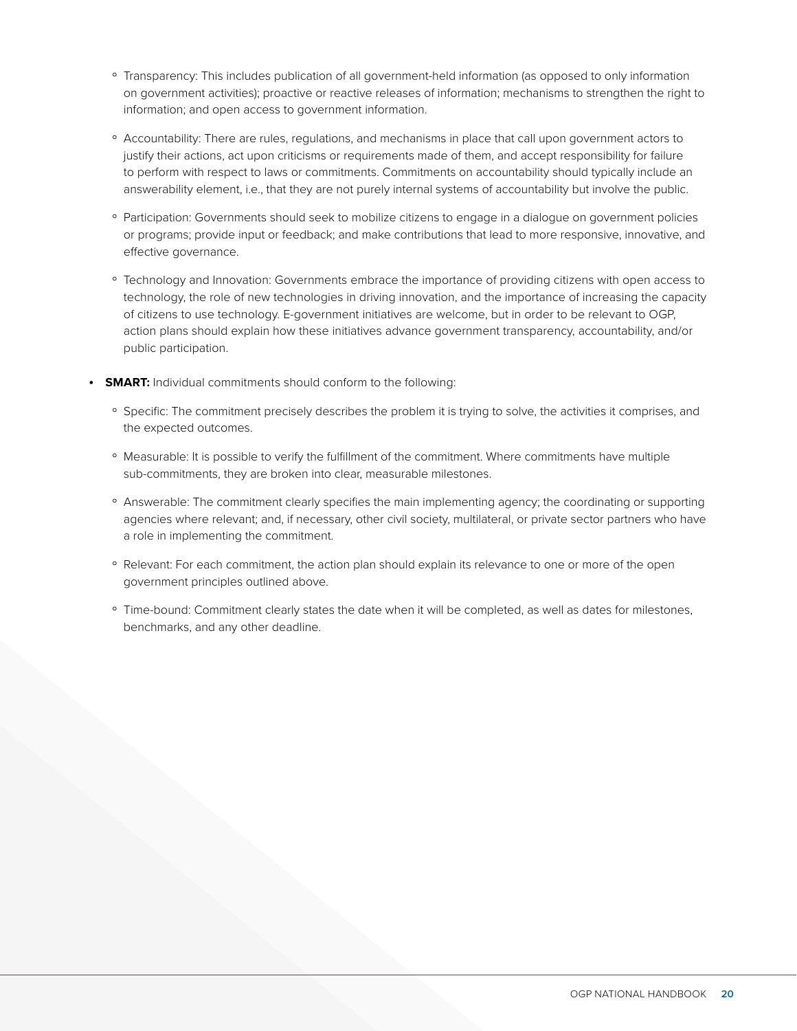- Transparency: This includes publication of all government-held information (as opposed to only information on government activities); proactive or reactive releases of information; mechanisms to strengthen the right to information; and open access to government information.
  - Accountability: There are rules, regulations, and mechanisms in place that call upon government actors to justify their actions, act upon criticisms or requirements made of them, and accept responsibility for failure to perform with respect to laws or commitments. Commitments on accountability should typically include an answerability element, i.e., that they are not purely internal systems of accountability but involve the public.
  - Participation: Governments should seek to mobilize citizens to engage in a dialogue on government policies or programs; provide input or feedback; and make contributions that lead to more responsive, innovative, and effective governance.
  - Technology and Innovation: Governments embrace the importance of providing citizens with open access to technology, the role of new technologies in driving innovation, and the importance of increasing the capacity of citizens to use technology. E-government initiatives are welcome, but in order to be relevant to OGP, action plans should explain how these initiatives advance government transparency, accountability, and/or public participation.

- **SMART:** Individual commitments should conform to the following:
  - Specific: The commitment precisely describes the problem it is trying to solve, the activities it comprises, and the expected outcomes.
  - Measurable: It is possible to verify the fulfillment of the commitment. Where commitments have multiple sub-commitments, they are broken into clear, measurable milestones.
  - Answerable: The commitment clearly specifies the main implementing agency; the coordinating or supporting agencies where relevant; and, if necessary, other civil society, multilateral, or private sector partners who have a role in implementing the commitment.
  - Relevant: For each commitment, the action plan should explain its relevance to one or more of the open government principles outlined above.
  - Time-bound: Commitment clearly states the date when it will be completed, as well as dates for milestones, benchmarks, and any other deadline.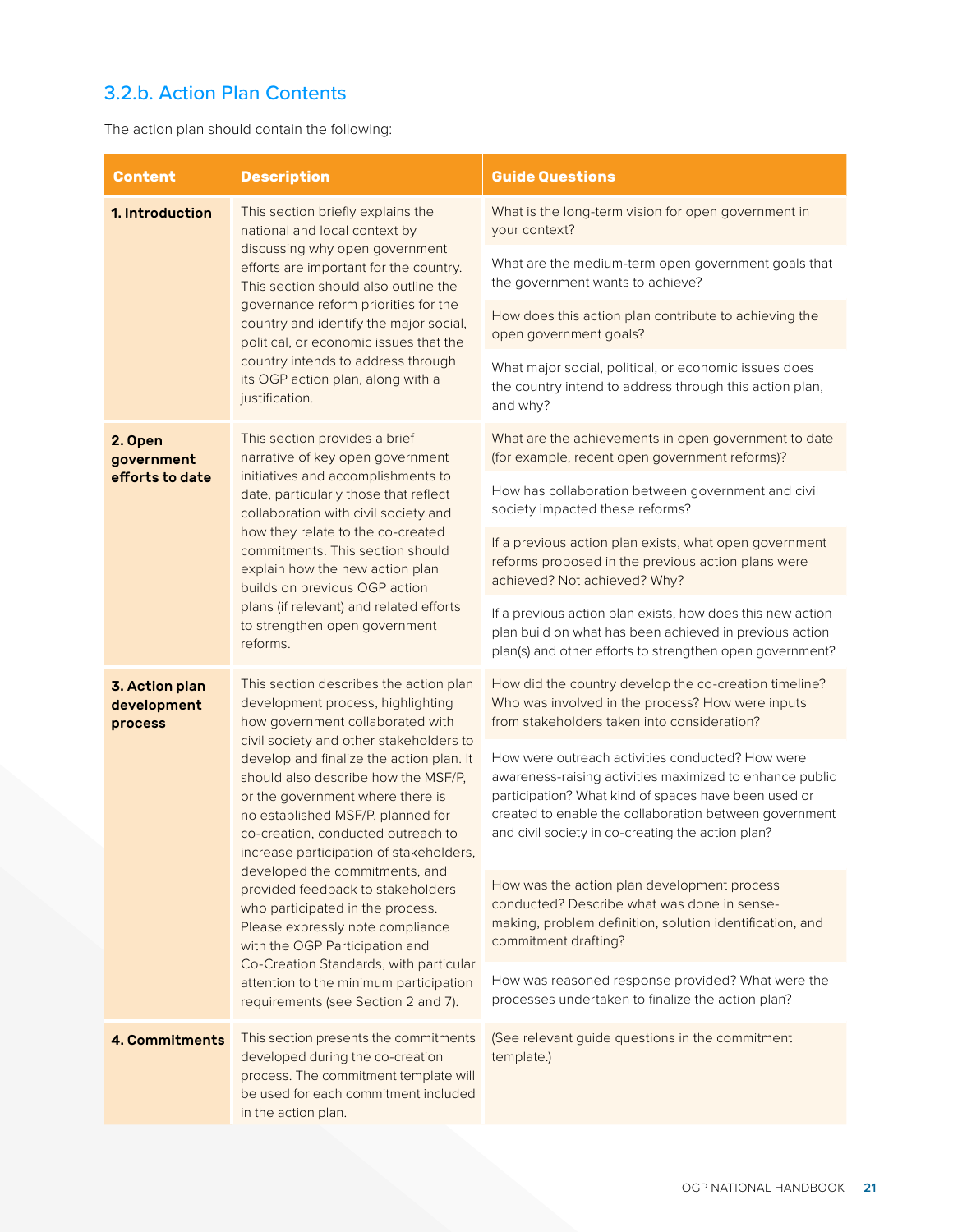### 3.2.b. Action Plan Contents

The action plan should contain the following:

| Content | Description | Guide Questions |
|---|---|---|
| **1. Introduction** | This section briefly explains the national and local context by discussing why open government efforts are important for the country. This section should also outline the governance reform priorities for the country and identify the major social, political, or economic issues that the country intends to address through its OGP action plan, along with a justification. | What is the long-term vision for open government in your context? |
| | | What are the medium-term open government goals that the government wants to achieve? |
| | | How does this action plan contribute to achieving the open government goals? |
| | | What major social, political, or economic issues does the country intend to address through this action plan, and why? |
| **2. Open government efforts to date** | This section provides a brief narrative of key open government initiatives and accomplishments to date, particularly those that reflect collaboration with civil society and how they relate to the co-created commitments. This section should explain how the new action plan builds on previous OGP action plans (if relevant) and related efforts to strengthen open government reforms. | What are the achievements in open government to date (for example, recent open government reforms)? |
| | | How has collaboration between government and civil society impacted these reforms? |
| | | If a previous action plan exists, what open government reforms proposed in the previous action plans were achieved? Not achieved? Why? |
| | | If a previous action plan exists, how does this new action plan build on what has been achieved in previous action plan(s) and other efforts to strengthen open government? |
| **3. Action plan development process** | This section describes the action plan development process, highlighting how government collaborated with civil society and other stakeholders to develop and finalize the action plan. It should also describe how the MSF/P, or the government where there is no established MSF/P, planned for co-creation, conducted outreach to increase participation of stakeholders, developed the commitments, and provided feedback to stakeholders who participated in the process. Please expressly note compliance with the OGP Participation and Co-Creation Standards, with particular attention to the minimum participation requirements (see Section 2 and 7). | How did the country develop the co-creation timeline? Who was involved in the process? How were inputs from stakeholders taken into consideration? |
| | | How were outreach activities conducted? How were awareness-raising activities maximized to enhance public participation? What kind of spaces have been used or created to enable the collaboration between government and civil society in co-creating the action plan? |
| | | How was the action plan development process conducted? Describe what was done in sense-making, problem definition, solution identification, and commitment drafting? |
| | | How was reasoned response provided? What were the processes undertaken to finalize the action plan? |
| **4. Commitments** | This section presents the commitments developed during the co-creation process. The commitment template will be used for each commitment included in the action plan. | (See relevant guide questions in the commitment template.) |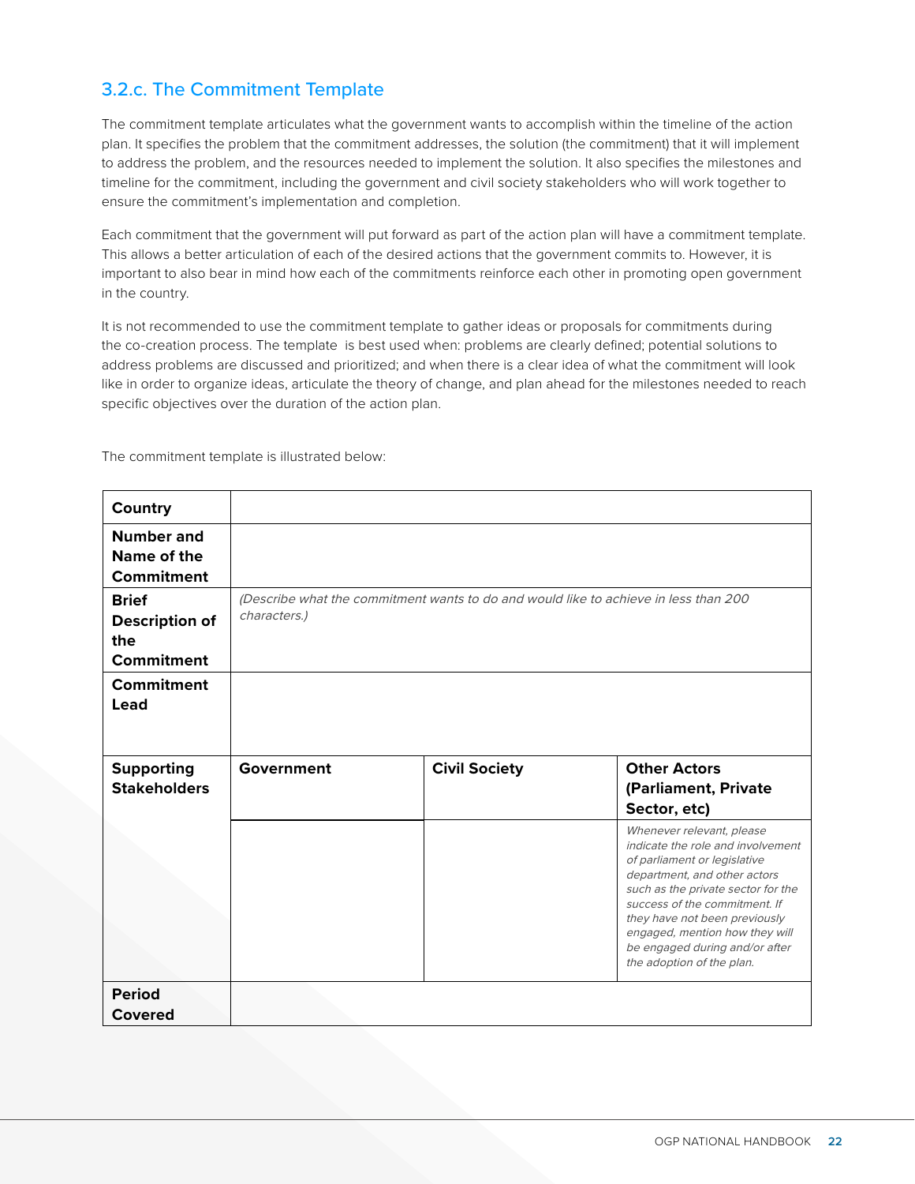### 3.2.c. The Commitment Template

The commitment template articulates what the government wants to accomplish within the timeline of the action plan. It specifies the problem that the commitment addresses, the solution (the commitment) that it will implement to address the problem, and the resources needed to implement the solution. It also specifies the milestones and timeline for the commitment, including the government and civil society stakeholders who will work together to ensure the commitment's implementation and completion.

Each commitment that the government will put forward as part of the action plan will have a commitment template. This allows a better articulation of each of the desired actions that the government commits to. However, it is important to also bear in mind how each of the commitments reinforce each other in promoting open government in the country.

It is not recommended to use the commitment template to gather ideas or proposals for commitments during the co-creation process. The template is best used when: problems are clearly defined; potential solutions to address problems are discussed and prioritized; and when there is a clear idea of what the commitment will look like in order to organize ideas, articulate the theory of change, and plan ahead for the milestones needed to reach specific objectives over the duration of the action plan.

The commitment template is illustrated below:

| **Country** | | | |
|---|---|---|---|
| **Number and Name of the Commitment** | | | |
| **Brief Description of the Commitment** | *(Describe what the commitment wants to do and would like to achieve in less than 200 characters.)* | | |
| **Commitment Lead** | | | |
| **Supporting Stakeholders** | **Government** | **Civil Society** | **Other Actors (Parliament, Private Sector, etc)** |
| | | | *Whenever relevant, please indicate the role and involvement of parliament or legislative department, and other actors such as the private sector for the success of the commitment. If they have not been previously engaged, mention how they will be engaged during and/or after the adoption of the plan.* |
| **Period Covered** | | | |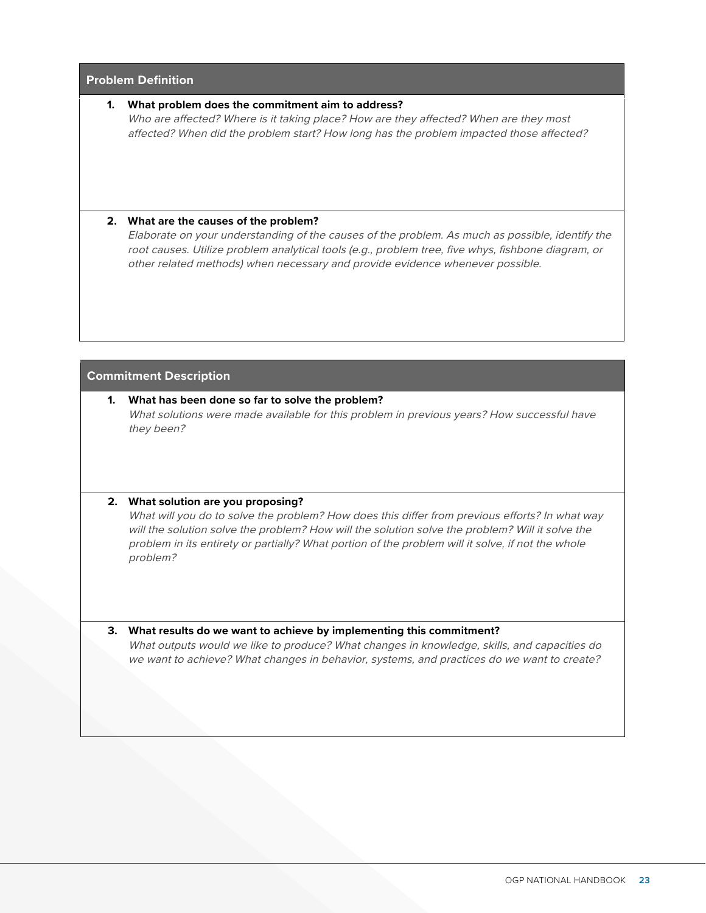## Problem Definition

1. **What problem does the commitment aim to address?**
   *Who are affected? Where is it taking place? How are they affected? When are they most affected? When did the problem start? How long has the problem impacted those affected?*

2. **What are the causes of the problem?**
   *Elaborate on your understanding of the causes of the problem. As much as possible, identify the root causes. Utilize problem analytical tools (e.g., problem tree, five whys, fishbone diagram, or other related methods) when necessary and provide evidence whenever possible.*

## Commitment Description

1. **What has been done so far to solve the problem?**
   *What solutions were made available for this problem in previous years? How successful have they been?*

2. **What solution are you proposing?**
   *What will you do to solve the problem? How does this differ from previous efforts? In what way will the solution solve the problem? How will the solution solve the problem? Will it solve the problem in its entirety or partially? What portion of the problem will it solve, if not the whole problem?*

3. **What results do we want to achieve by implementing this commitment?**
   *What outputs would we like to produce? What changes in knowledge, skills, and capacities do we want to achieve? What changes in behavior, systems, and practices do we want to create?*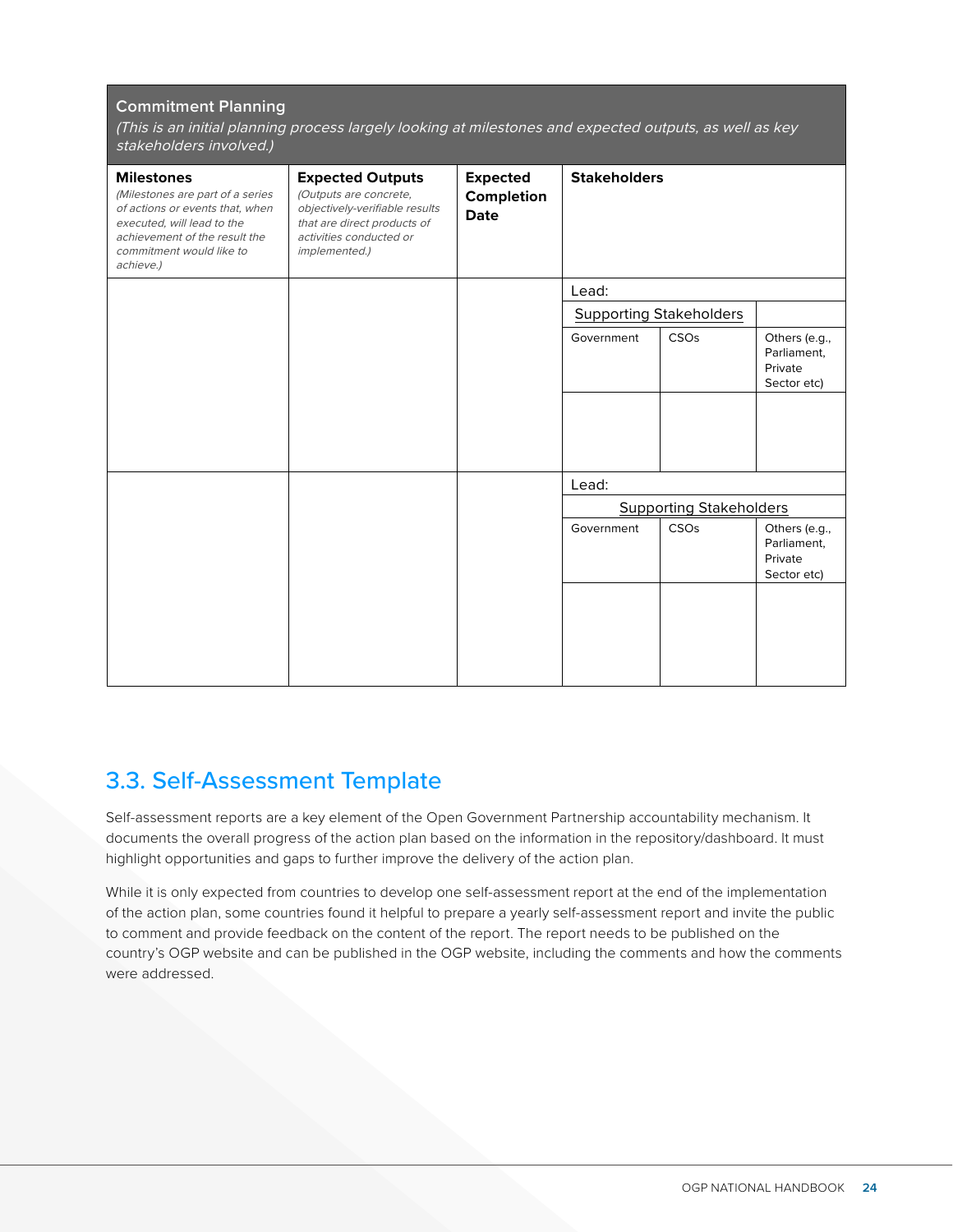| **Commitment Planning**<br>*(This is an initial planning process largely looking at milestones and expected outputs, as well as key stakeholders involved.)* | | | | | |
|---|---|---|---|---|---|
| **Milestones**<br>*(Milestones are part of a series of actions or events that, when executed, will lead to the achievement of the result the commitment would like to achieve.)* | **Expected Outputs**<br>*(Outputs are concrete, objectively-verifiable results that are direct products of activities conducted or implemented.)* | **Expected Completion Date** | **Stakeholders** | | |
| | | | Lead: | | |
| | | | Supporting Stakeholders | | |
| | | | Government | CSOs | Others (e.g., Parliament, Private Sector etc) |
| | | | | | |
| | | | Lead: | | |
| | | | Supporting Stakeholders | | |
| | | | Government | CSOs | Others (e.g., Parliament, Private Sector etc) |
| | | | | | |

## 3.3. Self-Assessment Template

Self-assessment reports are a key element of the Open Government Partnership accountability mechanism. It documents the overall progress of the action plan based on the information in the repository/dashboard. It must highlight opportunities and gaps to further improve the delivery of the action plan.

While it is only expected from countries to develop one self-assessment report at the end of the implementation of the action plan, some countries found it helpful to prepare a yearly self-assessment report and invite the public to comment and provide feedback on the content of the report. The report needs to be published on the country's OGP website and can be published in the OGP website, including the comments and how the comments were addressed.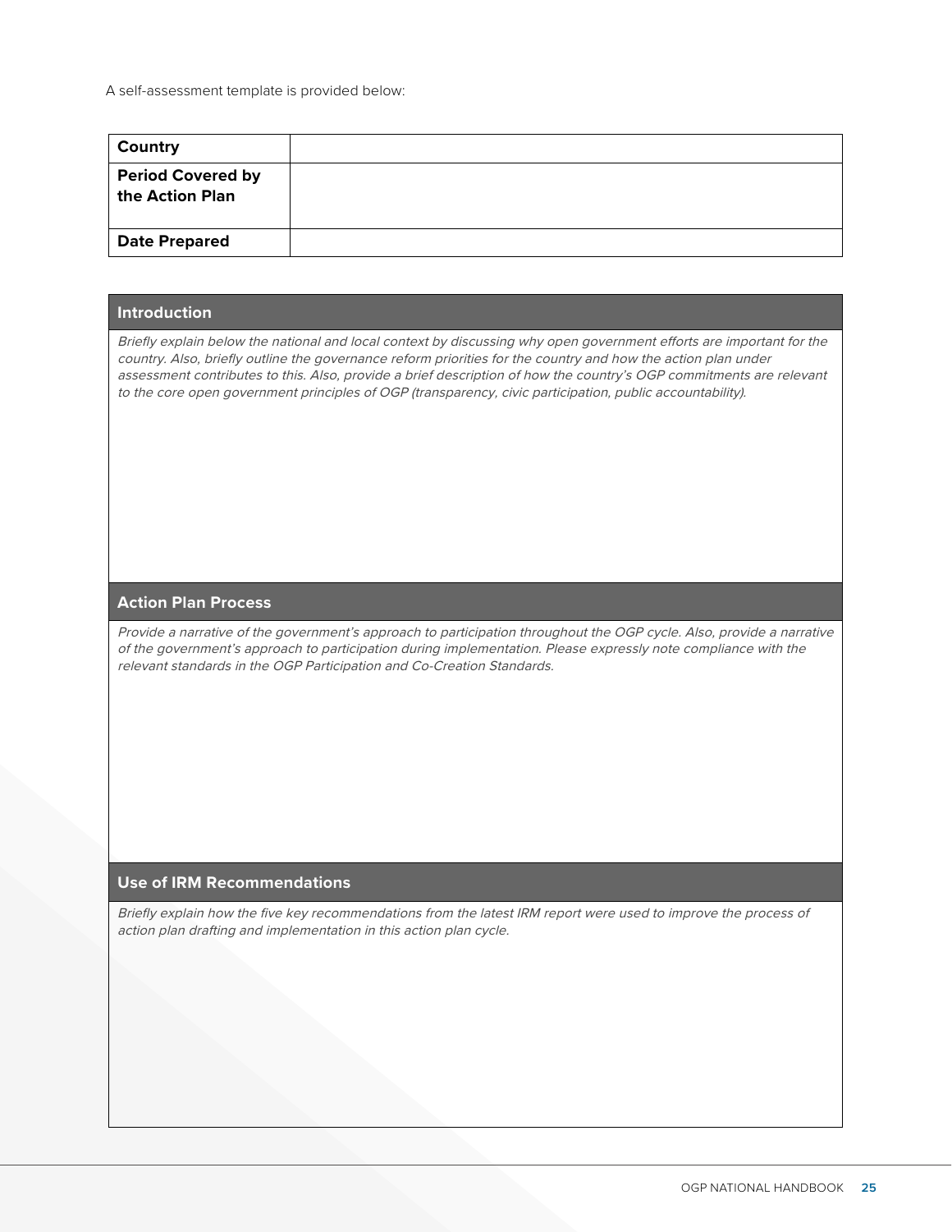A self-assessment template is provided below:

| **Country** | |
|---|---|
| **Period Covered by the Action Plan** | |
| **Date Prepared** | |

| **Introduction** |
|---|
| *Briefly explain below the national and local context by discussing why open government efforts are important for the country. Also, briefly outline the governance reform priorities for the country and how the action plan under assessment contributes to this. Also, provide a brief description of how the country's OGP commitments are relevant to the core open government principles of OGP (transparency, civic participation, public accountability).* |
| **Action Plan Process** |
| *Provide a narrative of the government's approach to participation throughout the OGP cycle. Also, provide a narrative of the government's approach to participation during implementation. Please expressly note compliance with the relevant standards in the OGP Participation and Co-Creation Standards.* |
| **Use of IRM Recommendations** |
| *Briefly explain how the five key recommendations from the latest IRM report were used to improve the process of action plan drafting and implementation in this action plan cycle.* |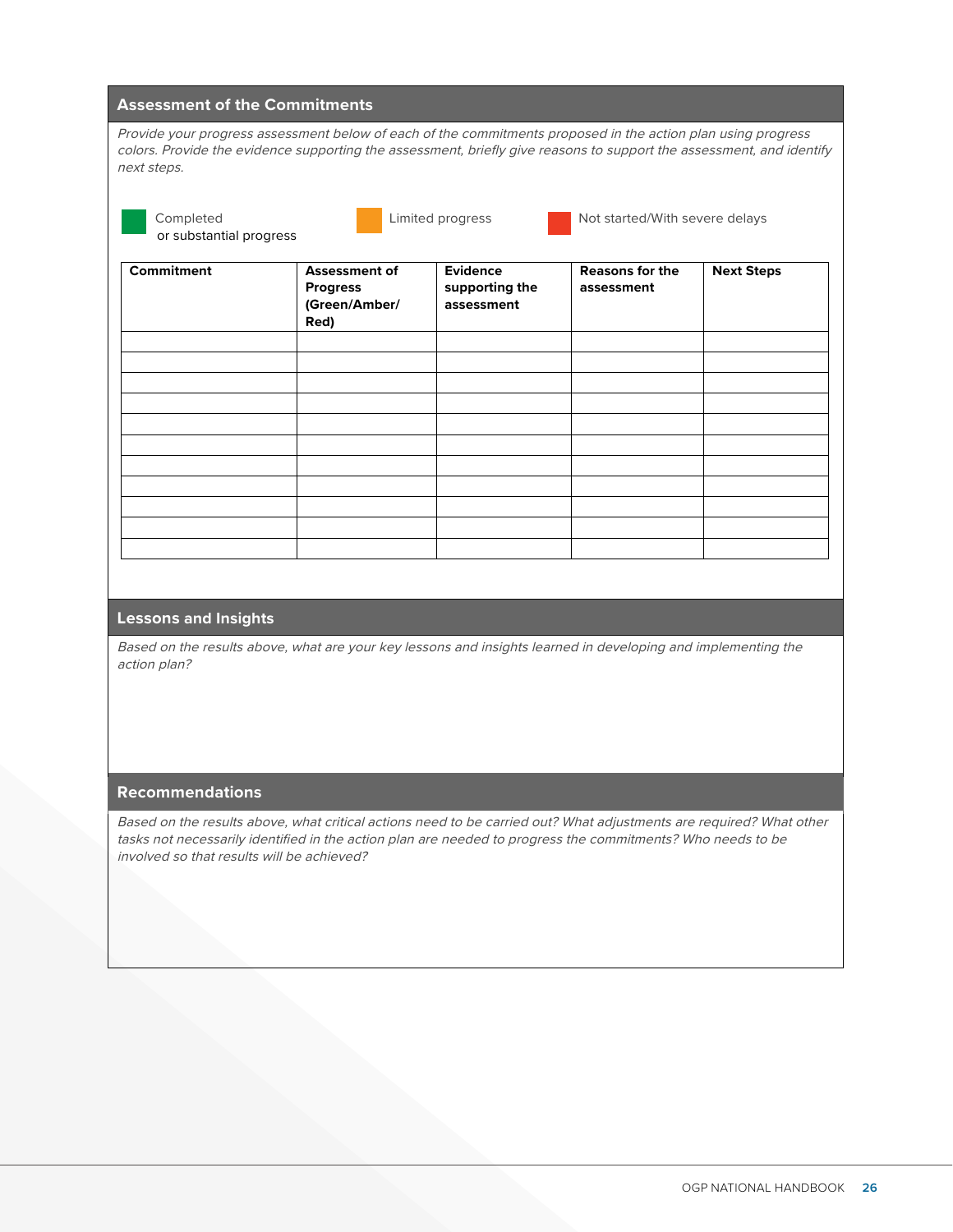## Assessment of the Commitments

*Provide your progress assessment below of each of the commitments proposed in the action plan using progress colors. Provide the evidence supporting the assessment, briefly give reasons to support the assessment, and identify next steps.*

Completed or substantial progress | Limited progress | Not started/With severe delays

| Commitment | Assessment of Progress (Green/Amber/ Red) | Evidence supporting the assessment | Reasons for the assessment | Next Steps |
|---|---|---|---|---|
| | | | | |
| | | | | |
| | | | | |
| | | | | |
| | | | | |
| | | | | |
| | | | | |
| | | | | |
| | | | | |
| | | | | |
| | | | | |

## Lessons and Insights

*Based on the results above, what are your key lessons and insights learned in developing and implementing the action plan?*

## Recommendations

*Based on the results above, what critical actions need to be carried out? What adjustments are required? What other tasks not necessarily identified in the action plan are needed to progress the commitments? Who needs to be involved so that results will be achieved?*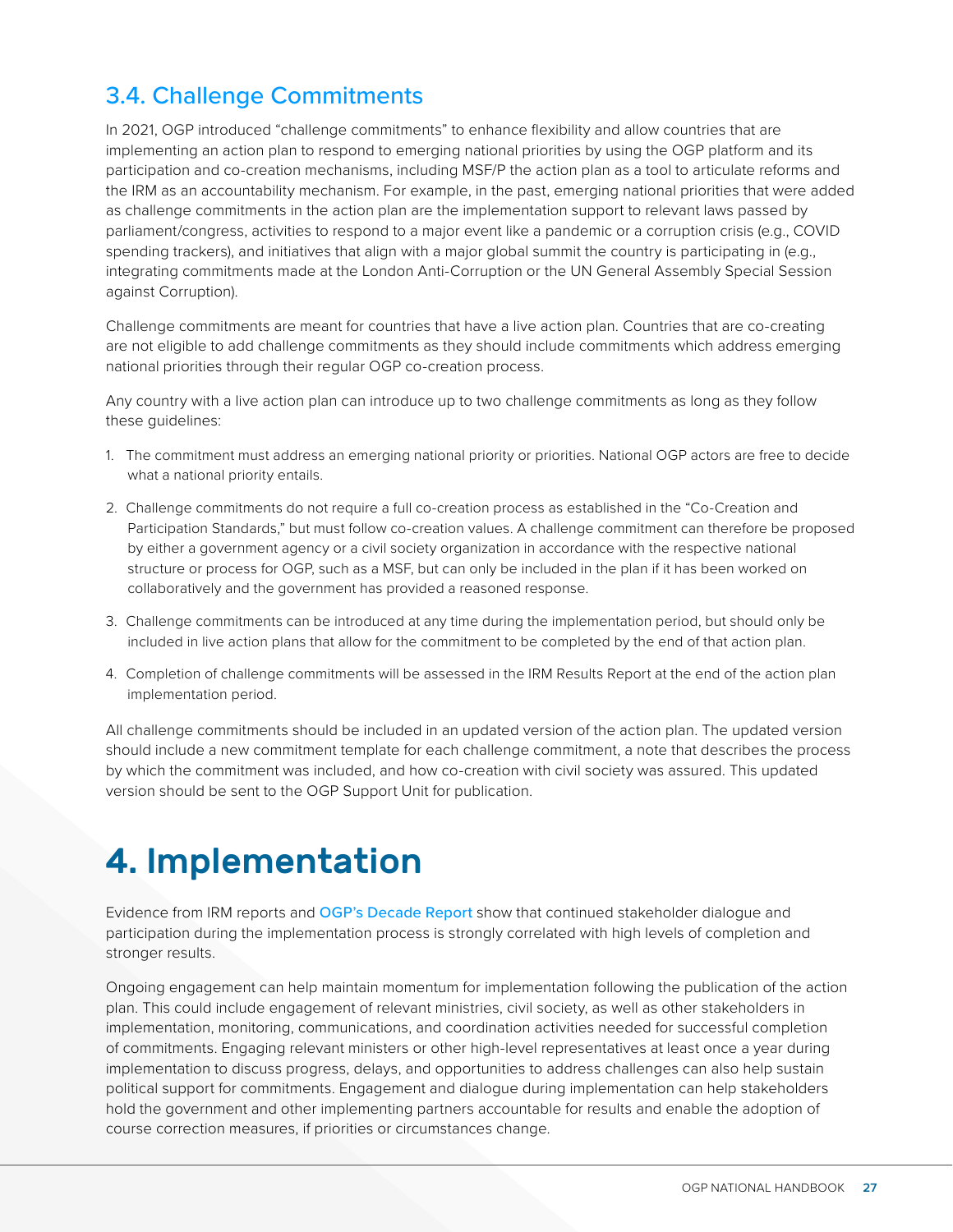## 3.4. Challenge Commitments

In 2021, OGP introduced "challenge commitments" to enhance flexibility and allow countries that are implementing an action plan to respond to emerging national priorities by using the OGP platform and its participation and co-creation mechanisms, including MSF/P the action plan as a tool to articulate reforms and the IRM as an accountability mechanism. For example, in the past, emerging national priorities that were added as challenge commitments in the action plan are the implementation support to relevant laws passed by parliament/congress, activities to respond to a major event like a pandemic or a corruption crisis (e.g., COVID spending trackers), and initiatives that align with a major global summit the country is participating in (e.g., integrating commitments made at the London Anti-Corruption or the UN General Assembly Special Session against Corruption).

Challenge commitments are meant for countries that have a live action plan. Countries that are co-creating are not eligible to add challenge commitments as they should include commitments which address emerging national priorities through their regular OGP co-creation process.

Any country with a live action plan can introduce up to two challenge commitments as long as they follow these guidelines:

1. The commitment must address an emerging national priority or priorities. National OGP actors are free to decide what a national priority entails.
2. Challenge commitments do not require a full co-creation process as established in the "Co-Creation and Participation Standards," but must follow co-creation values. A challenge commitment can therefore be proposed by either a government agency or a civil society organization in accordance with the respective national structure or process for OGP, such as a MSF, but can only be included in the plan if it has been worked on collaboratively and the government has provided a reasoned response.
3. Challenge commitments can be introduced at any time during the implementation period, but should only be included in live action plans that allow for the commitment to be completed by the end of that action plan.
4. Completion of challenge commitments will be assessed in the IRM Results Report at the end of the action plan implementation period.

All challenge commitments should be included in an updated version of the action plan. The updated version should include a new commitment template for each challenge commitment, a note that describes the process by which the commitment was included, and how co-creation with civil society was assured. This updated version should be sent to the OGP Support Unit for publication.

# 4. Implementation

Evidence from IRM reports and OGP's Decade Report show that continued stakeholder dialogue and participation during the implementation process is strongly correlated with high levels of completion and stronger results.

Ongoing engagement can help maintain momentum for implementation following the publication of the action plan. This could include engagement of relevant ministries, civil society, as well as other stakeholders in implementation, monitoring, communications, and coordination activities needed for successful completion of commitments. Engaging relevant ministers or other high-level representatives at least once a year during implementation to discuss progress, delays, and opportunities to address challenges can also help sustain political support for commitments. Engagement and dialogue during implementation can help stakeholders hold the government and other implementing partners accountable for results and enable the adoption of course correction measures, if priorities or circumstances change.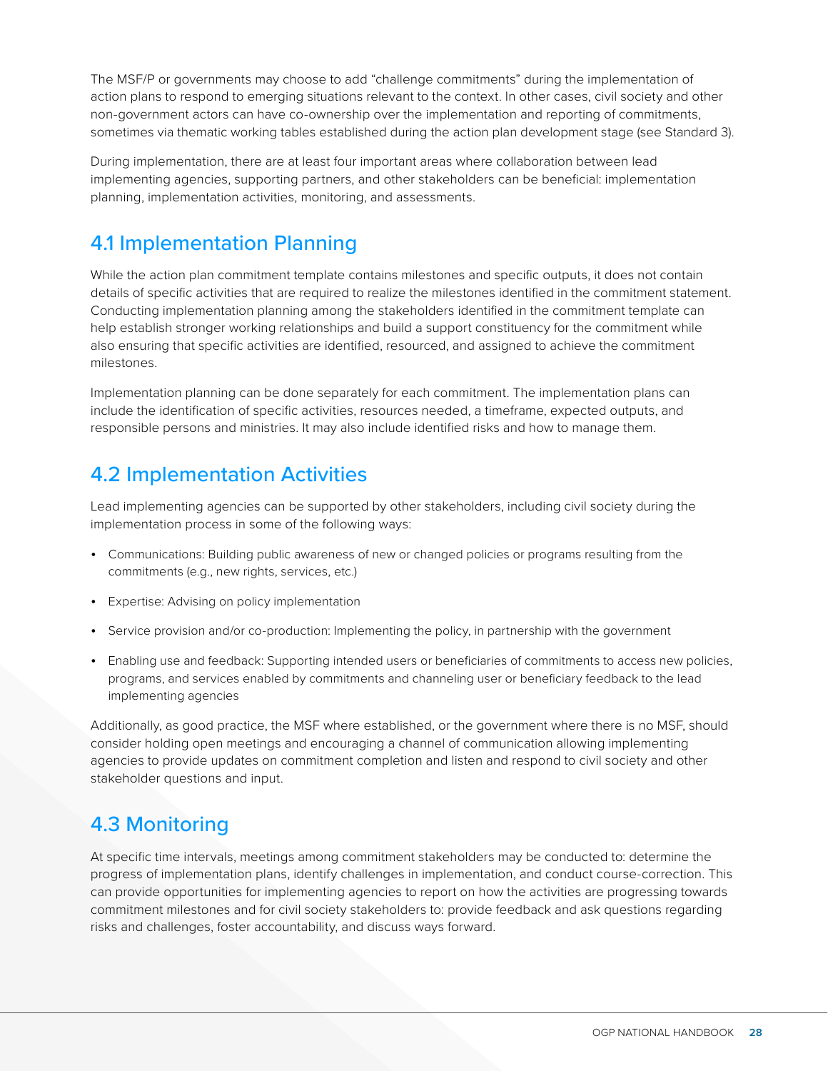The MSF/P or governments may choose to add "challenge commitments" during the implementation of action plans to respond to emerging situations relevant to the context. In other cases, civil society and other non-government actors can have co-ownership over the implementation and reporting of commitments, sometimes via thematic working tables established during the action plan development stage (see Standard 3).

During implementation, there are at least four important areas where collaboration between lead implementing agencies, supporting partners, and other stakeholders can be beneficial: implementation planning, implementation activities, monitoring, and assessments.

## 4.1 Implementation Planning

While the action plan commitment template contains milestones and specific outputs, it does not contain details of specific activities that are required to realize the milestones identified in the commitment statement. Conducting implementation planning among the stakeholders identified in the commitment template can help establish stronger working relationships and build a support constituency for the commitment while also ensuring that specific activities are identified, resourced, and assigned to achieve the commitment milestones.

Implementation planning can be done separately for each commitment. The implementation plans can include the identification of specific activities, resources needed, a timeframe, expected outputs, and responsible persons and ministries. It may also include identified risks and how to manage them.

## 4.2 Implementation Activities

Lead implementing agencies can be supported by other stakeholders, including civil society during the implementation process in some of the following ways:

- Communications: Building public awareness of new or changed policies or programs resulting from the commitments (e.g., new rights, services, etc.)
- Expertise: Advising on policy implementation
- Service provision and/or co-production: Implementing the policy, in partnership with the government
- Enabling use and feedback: Supporting intended users or beneficiaries of commitments to access new policies, programs, and services enabled by commitments and channeling user or beneficiary feedback to the lead implementing agencies

Additionally, as good practice, the MSF where established, or the government where there is no MSF, should consider holding open meetings and encouraging a channel of communication allowing implementing agencies to provide updates on commitment completion and listen and respond to civil society and other stakeholder questions and input.

## 4.3 Monitoring

At specific time intervals, meetings among commitment stakeholders may be conducted to: determine the progress of implementation plans, identify challenges in implementation, and conduct course-correction. This can provide opportunities for implementing agencies to report on how the activities are progressing towards commitment milestones and for civil society stakeholders to: provide feedback and ask questions regarding risks and challenges, foster accountability, and discuss ways forward.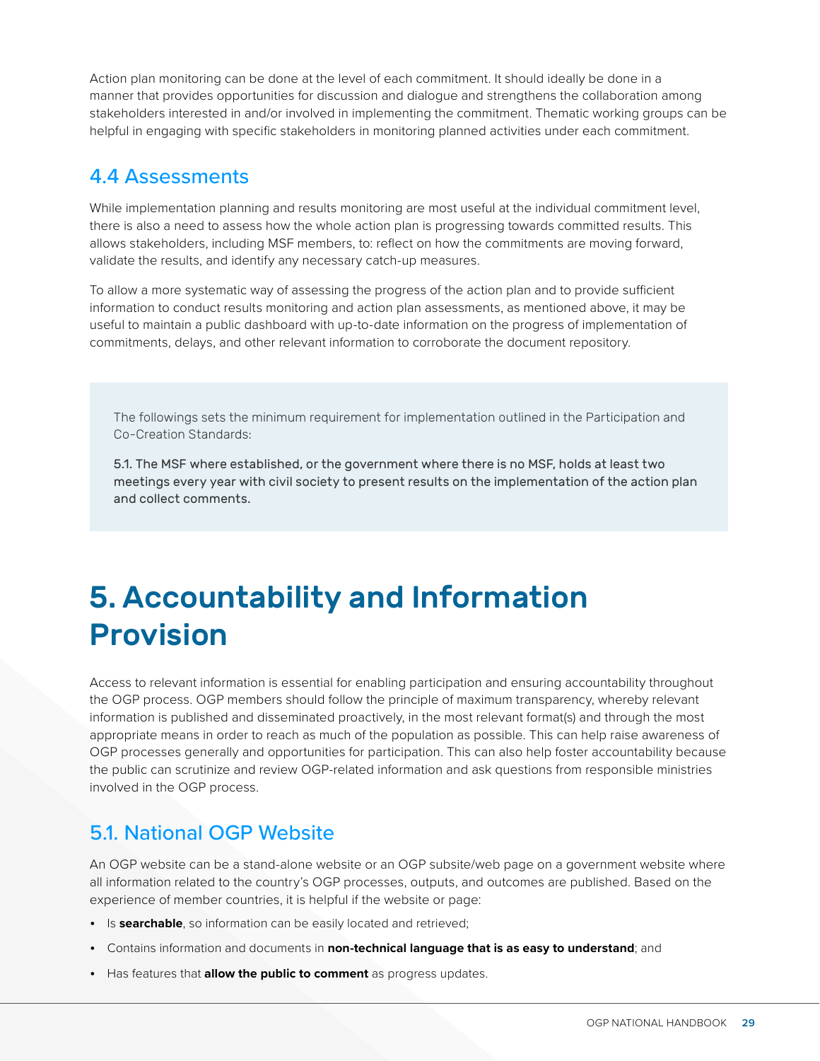Action plan monitoring can be done at the level of each commitment. It should ideally be done in a manner that provides opportunities for discussion and dialogue and strengthens the collaboration among stakeholders interested in and/or involved in implementing the commitment. Thematic working groups can be helpful in engaging with specific stakeholders in monitoring planned activities under each commitment.

## 4.4 Assessments

While implementation planning and results monitoring are most useful at the individual commitment level, there is also a need to assess how the whole action plan is progressing towards committed results. This allows stakeholders, including MSF members, to: reflect on how the commitments are moving forward, validate the results, and identify any necessary catch-up measures.

To allow a more systematic way of assessing the progress of the action plan and to provide sufficient information to conduct results monitoring and action plan assessments, as mentioned above, it may be useful to maintain a public dashboard with up-to-date information on the progress of implementation of commitments, delays, and other relevant information to corroborate the document repository.

> The followings sets the minimum requirement for implementation outlined in the Participation and Co-Creation Standards:
>
> 5.1. The MSF where established, or the government where there is no MSF, holds at least two meetings every year with civil society to present results on the implementation of the action plan and collect comments.

# 5. Accountability and Information Provision

Access to relevant information is essential for enabling participation and ensuring accountability throughout the OGP process. OGP members should follow the principle of maximum transparency, whereby relevant information is published and disseminated proactively, in the most relevant format(s) and through the most appropriate means in order to reach as much of the population as possible. This can help raise awareness of OGP processes generally and opportunities for participation. This can also help foster accountability because the public can scrutinize and review OGP-related information and ask questions from responsible ministries involved in the OGP process.

## 5.1. National OGP Website

An OGP website can be a stand-alone website or an OGP subsite/web page on a government website where all information related to the country's OGP processes, outputs, and outcomes are published. Based on the experience of member countries, it is helpful if the website or page:

- Is **searchable**, so information can be easily located and retrieved;
- Contains information and documents in **non-technical language that is as easy to understand**; and
- Has features that **allow the public to comment** as progress updates.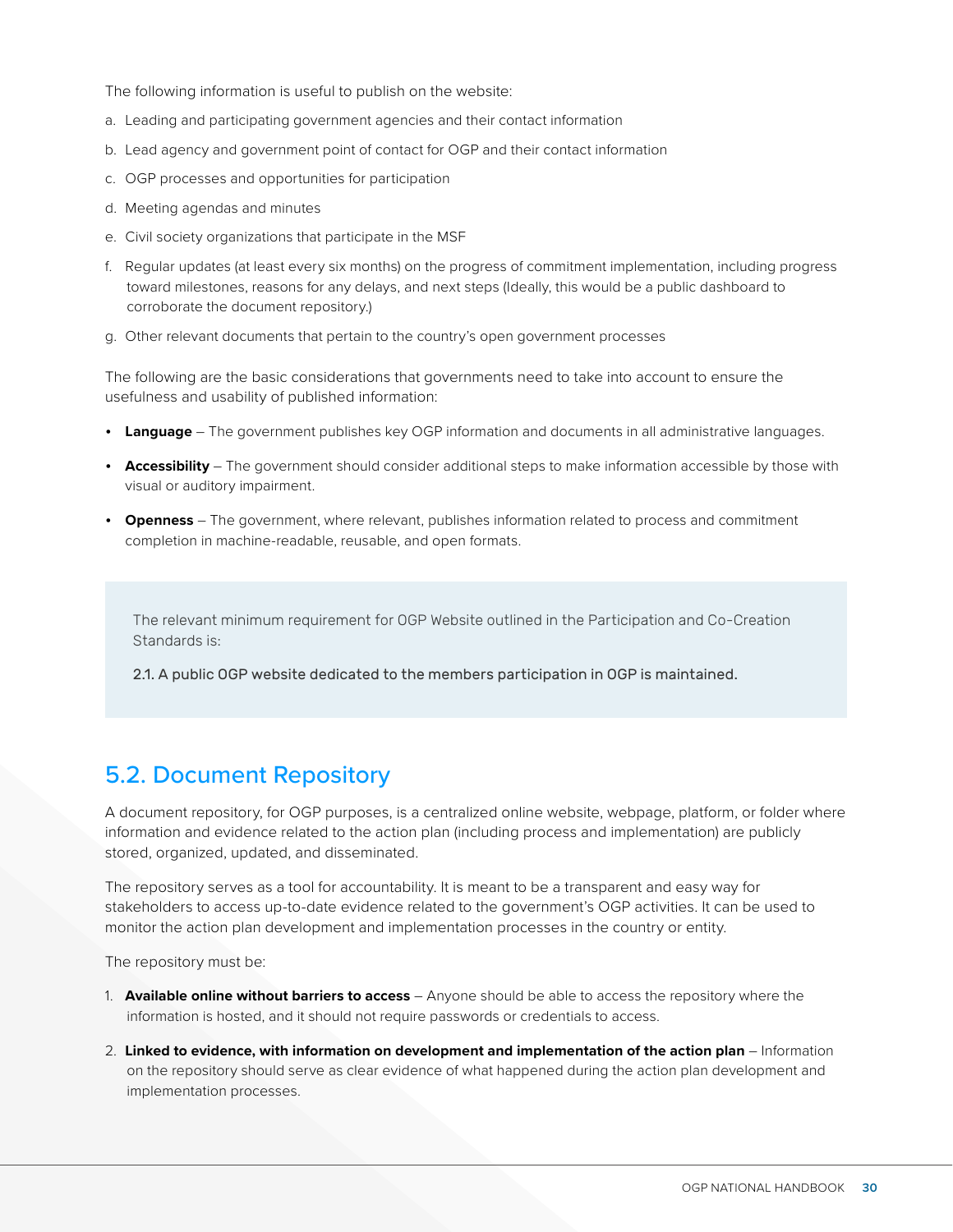The following information is useful to publish on the website:

a. Leading and participating government agencies and their contact information

b. Lead agency and government point of contact for OGP and their contact information

c. OGP processes and opportunities for participation

d. Meeting agendas and minutes

e. Civil society organizations that participate in the MSF

f. Regular updates (at least every six months) on the progress of commitment implementation, including progress toward milestones, reasons for any delays, and next steps (Ideally, this would be a public dashboard to corroborate the document repository.)

g. Other relevant documents that pertain to the country's open government processes

The following are the basic considerations that governments need to take into account to ensure the usefulness and usability of published information:

- **Language** – The government publishes key OGP information and documents in all administrative languages.
- **Accessibility** – The government should consider additional steps to make information accessible by those with visual or auditory impairment.
- **Openness** – The government, where relevant, publishes information related to process and commitment completion in machine-readable, reusable, and open formats.

> The relevant minimum requirement for OGP Website outlined in the Participation and Co-Creation Standards is:
>
> 2.1. A public OGP website dedicated to the members participation in OGP is maintained.

## 5.2. Document Repository

A document repository, for OGP purposes, is a centralized online website, webpage, platform, or folder where information and evidence related to the action plan (including process and implementation) are publicly stored, organized, updated, and disseminated.

The repository serves as a tool for accountability. It is meant to be a transparent and easy way for stakeholders to access up-to-date evidence related to the government's OGP activities. It can be used to monitor the action plan development and implementation processes in the country or entity.

The repository must be:

1. **Available online without barriers to access** – Anyone should be able to access the repository where the information is hosted, and it should not require passwords or credentials to access.
2. **Linked to evidence, with information on development and implementation of the action plan** – Information on the repository should serve as clear evidence of what happened during the action plan development and implementation processes.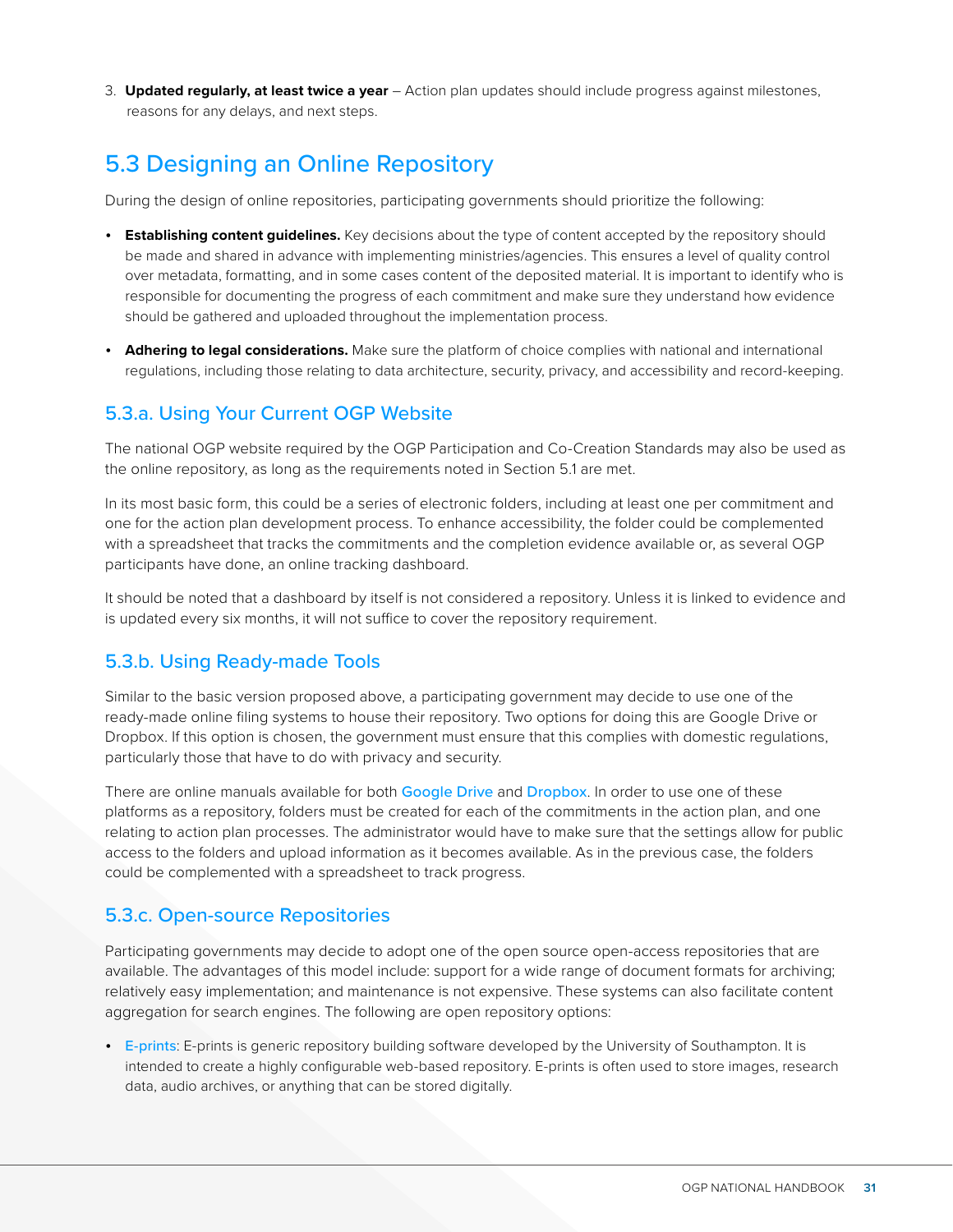3. **Updated regularly, at least twice a year** – Action plan updates should include progress against milestones, reasons for any delays, and next steps.

## 5.3 Designing an Online Repository

During the design of online repositories, participating governments should prioritize the following:

- **Establishing content guidelines.** Key decisions about the type of content accepted by the repository should be made and shared in advance with implementing ministries/agencies. This ensures a level of quality control over metadata, formatting, and in some cases content of the deposited material. It is important to identify who is responsible for documenting the progress of each commitment and make sure they understand how evidence should be gathered and uploaded throughout the implementation process.
- **Adhering to legal considerations.** Make sure the platform of choice complies with national and international regulations, including those relating to data architecture, security, privacy, and accessibility and record-keeping.

### 5.3.a. Using Your Current OGP Website

The national OGP website required by the OGP Participation and Co-Creation Standards may also be used as the online repository, as long as the requirements noted in Section 5.1 are met.

In its most basic form, this could be a series of electronic folders, including at least one per commitment and one for the action plan development process. To enhance accessibility, the folder could be complemented with a spreadsheet that tracks the commitments and the completion evidence available or, as several OGP participants have done, an online tracking dashboard.

It should be noted that a dashboard by itself is not considered a repository. Unless it is linked to evidence and is updated every six months, it will not suffice to cover the repository requirement.

### 5.3.b. Using Ready-made Tools

Similar to the basic version proposed above, a participating government may decide to use one of the ready-made online filing systems to house their repository. Two options for doing this are Google Drive or Dropbox. If this option is chosen, the government must ensure that this complies with domestic regulations, particularly those that have to do with privacy and security.

There are online manuals available for both Google Drive and Dropbox. In order to use one of these platforms as a repository, folders must be created for each of the commitments in the action plan, and one relating to action plan processes. The administrator would have to make sure that the settings allow for public access to the folders and upload information as it becomes available. As in the previous case, the folders could be complemented with a spreadsheet to track progress.

### 5.3.c. Open-source Repositories

Participating governments may decide to adopt one of the open source open-access repositories that are available. The advantages of this model include: support for a wide range of document formats for archiving; relatively easy implementation; and maintenance is not expensive. These systems can also facilitate content aggregation for search engines. The following are open repository options:

- E-prints: E-prints is generic repository building software developed by the University of Southampton. It is intended to create a highly configurable web-based repository. E-prints is often used to store images, research data, audio archives, or anything that can be stored digitally.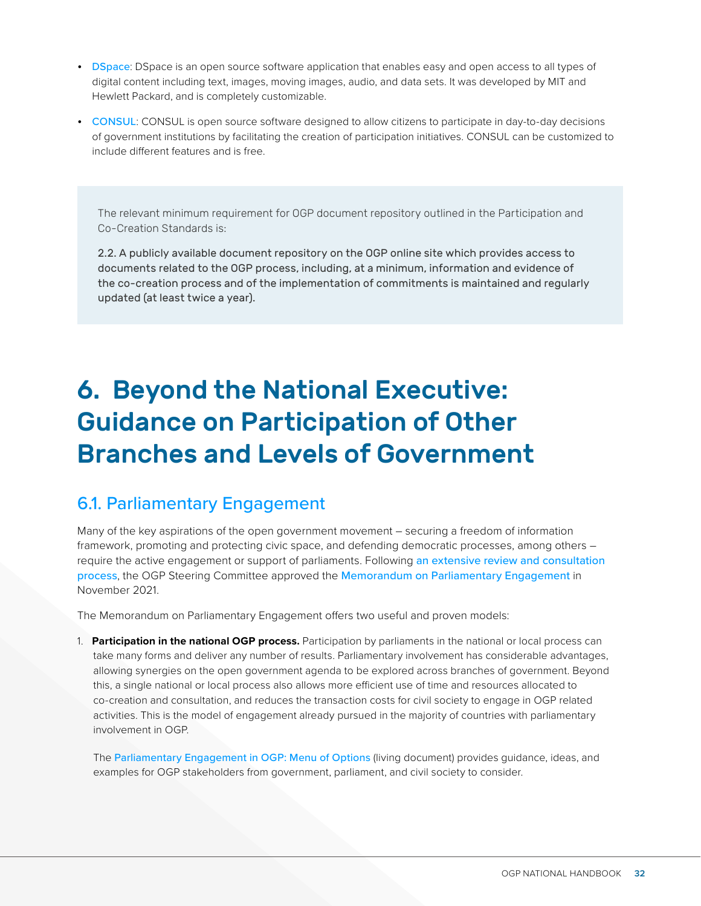- DSpace: DSpace is an open source software application that enables easy and open access to all types of digital content including text, images, moving images, audio, and data sets. It was developed by MIT and Hewlett Packard, and is completely customizable.
- CONSUL: CONSUL is open source software designed to allow citizens to participate in day-to-day decisions of government institutions by facilitating the creation of participation initiatives. CONSUL can be customized to include different features and is free.

> The relevant minimum requirement for OGP document repository outlined in the Participation and Co-Creation Standards is:
>
> 2.2. A publicly available document repository on the OGP online site which provides access to documents related to the OGP process, including, at a minimum, information and evidence of the co-creation process and of the implementation of commitments is maintained and regularly updated (at least twice a year).

# 6. Beyond the National Executive: Guidance on Participation of Other Branches and Levels of Government

## 6.1. Parliamentary Engagement

Many of the key aspirations of the open government movement – securing a freedom of information framework, promoting and protecting civic space, and defending democratic processes, among others – require the active engagement or support of parliaments. Following an extensive review and consultation process, the OGP Steering Committee approved the Memorandum on Parliamentary Engagement in November 2021.

The Memorandum on Parliamentary Engagement offers two useful and proven models:

1. **Participation in the national OGP process.** Participation by parliaments in the national or local process can take many forms and deliver any number of results. Parliamentary involvement has considerable advantages, allowing synergies on the open government agenda to be explored across branches of government. Beyond this, a single national or local process also allows more efficient use of time and resources allocated to co-creation and consultation, and reduces the transaction costs for civil society to engage in OGP related activities. This is the model of engagement already pursued in the majority of countries with parliamentary involvement in OGP.

   The Parliamentary Engagement in OGP: Menu of Options (living document) provides guidance, ideas, and examples for OGP stakeholders from government, parliament, and civil society to consider.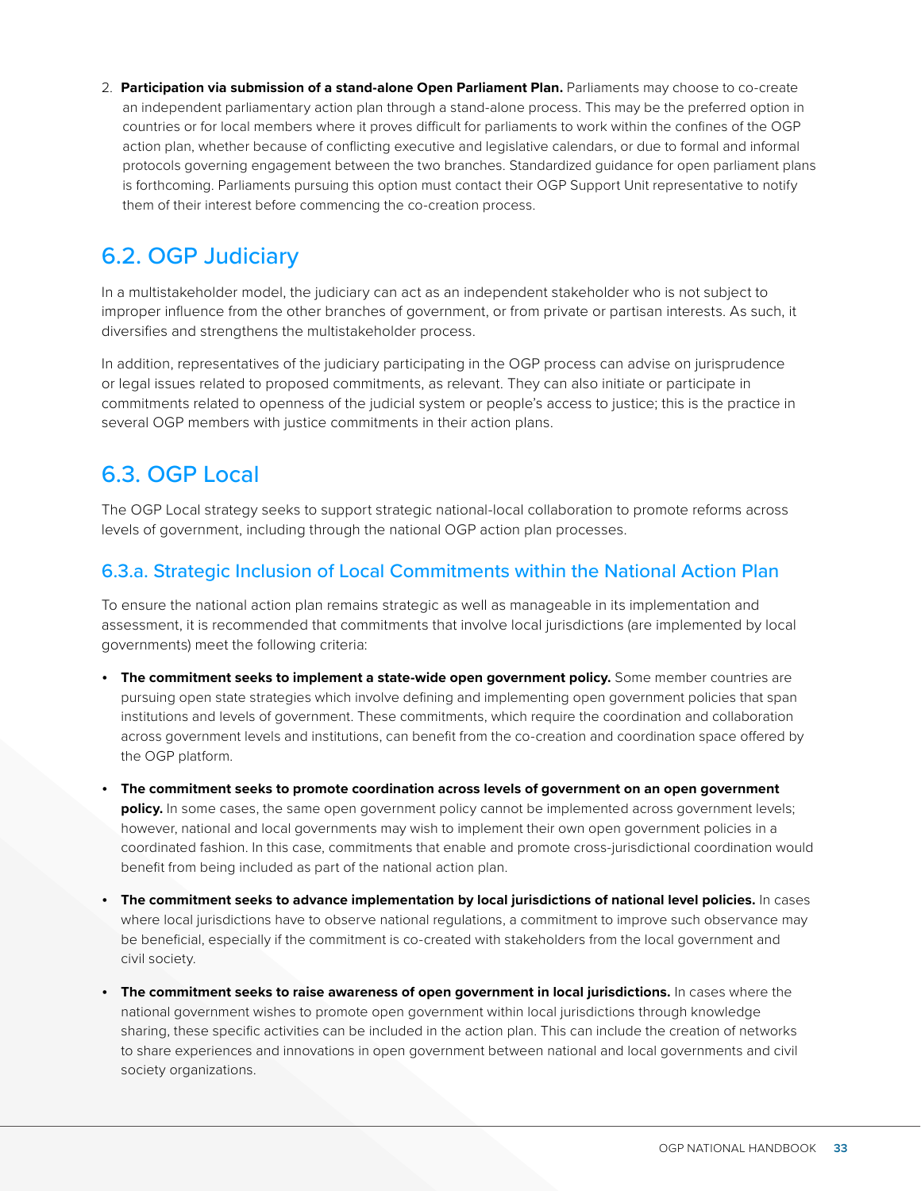2. **Participation via submission of a stand-alone Open Parliament Plan.** Parliaments may choose to co-create an independent parliamentary action plan through a stand-alone process. This may be the preferred option in countries or for local members where it proves difficult for parliaments to work within the confines of the OGP action plan, whether because of conflicting executive and legislative calendars, or due to formal and informal protocols governing engagement between the two branches. Standardized guidance for open parliament plans is forthcoming. Parliaments pursuing this option must contact their OGP Support Unit representative to notify them of their interest before commencing the co-creation process.

## 6.2. OGP Judiciary

In a multistakeholder model, the judiciary can act as an independent stakeholder who is not subject to improper influence from the other branches of government, or from private or partisan interests. As such, it diversifies and strengthens the multistakeholder process.

In addition, representatives of the judiciary participating in the OGP process can advise on jurisprudence or legal issues related to proposed commitments, as relevant. They can also initiate or participate in commitments related to openness of the judicial system or people's access to justice; this is the practice in several OGP members with justice commitments in their action plans.

## 6.3. OGP Local

The OGP Local strategy seeks to support strategic national-local collaboration to promote reforms across levels of government, including through the national OGP action plan processes.

### 6.3.a. Strategic Inclusion of Local Commitments within the National Action Plan

To ensure the national action plan remains strategic as well as manageable in its implementation and assessment, it is recommended that commitments that involve local jurisdictions (are implemented by local governments) meet the following criteria:

- **The commitment seeks to implement a state-wide open government policy.** Some member countries are pursuing open state strategies which involve defining and implementing open government policies that span institutions and levels of government. These commitments, which require the coordination and collaboration across government levels and institutions, can benefit from the co-creation and coordination space offered by the OGP platform.
- **The commitment seeks to promote coordination across levels of government on an open government policy.** In some cases, the same open government policy cannot be implemented across government levels; however, national and local governments may wish to implement their own open government policies in a coordinated fashion. In this case, commitments that enable and promote cross-jurisdictional coordination would benefit from being included as part of the national action plan.
- **The commitment seeks to advance implementation by local jurisdictions of national level policies.** In cases where local jurisdictions have to observe national regulations, a commitment to improve such observance may be beneficial, especially if the commitment is co-created with stakeholders from the local government and civil society.
- **The commitment seeks to raise awareness of open government in local jurisdictions.** In cases where the national government wishes to promote open government within local jurisdictions through knowledge sharing, these specific activities can be included in the action plan. This can include the creation of networks to share experiences and innovations in open government between national and local governments and civil society organizations.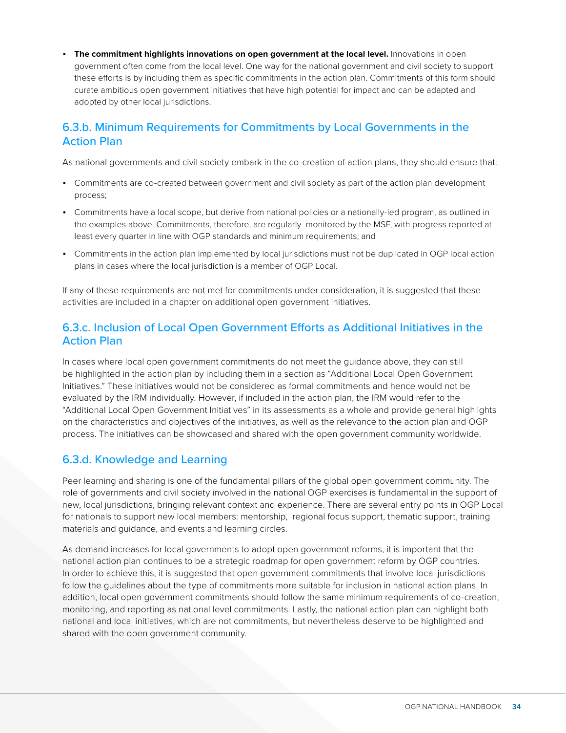- **The commitment highlights innovations on open government at the local level.** Innovations in open government often come from the local level. One way for the national government and civil society to support these efforts is by including them as specific commitments in the action plan. Commitments of this form should curate ambitious open government initiatives that have high potential for impact and can be adapted and adopted by other local jurisdictions.

### 6.3.b. Minimum Requirements for Commitments by Local Governments in the Action Plan

As national governments and civil society embark in the co-creation of action plans, they should ensure that:

- Commitments are co-created between government and civil society as part of the action plan development process;
- Commitments have a local scope, but derive from national policies or a nationally-led program, as outlined in the examples above. Commitments, therefore, are regularly monitored by the MSF, with progress reported at least every quarter in line with OGP standards and minimum requirements; and
- Commitments in the action plan implemented by local jurisdictions must not be duplicated in OGP local action plans in cases where the local jurisdiction is a member of OGP Local.

If any of these requirements are not met for commitments under consideration, it is suggested that these activities are included in a chapter on additional open government initiatives.

### 6.3.c. Inclusion of Local Open Government Efforts as Additional Initiatives in the Action Plan

In cases where local open government commitments do not meet the guidance above, they can still be highlighted in the action plan by including them in a section as "Additional Local Open Government Initiatives." These initiatives would not be considered as formal commitments and hence would not be evaluated by the IRM individually. However, if included in the action plan, the IRM would refer to the "Additional Local Open Government Initiatives" in its assessments as a whole and provide general highlights on the characteristics and objectives of the initiatives, as well as the relevance to the action plan and OGP process. The initiatives can be showcased and shared with the open government community worldwide.

### 6.3.d. Knowledge and Learning

Peer learning and sharing is one of the fundamental pillars of the global open government community. The role of governments and civil society involved in the national OGP exercises is fundamental in the support of new, local jurisdictions, bringing relevant context and experience. There are several entry points in OGP Local for nationals to support new local members: mentorship, regional focus support, thematic support, training materials and guidance, and events and learning circles.

As demand increases for local governments to adopt open government reforms, it is important that the national action plan continues to be a strategic roadmap for open government reform by OGP countries. In order to achieve this, it is suggested that open government commitments that involve local jurisdictions follow the guidelines about the type of commitments more suitable for inclusion in national action plans. In addition, local open government commitments should follow the same minimum requirements of co-creation, monitoring, and reporting as national level commitments. Lastly, the national action plan can highlight both national and local initiatives, which are not commitments, but nevertheless deserve to be highlighted and shared with the open government community.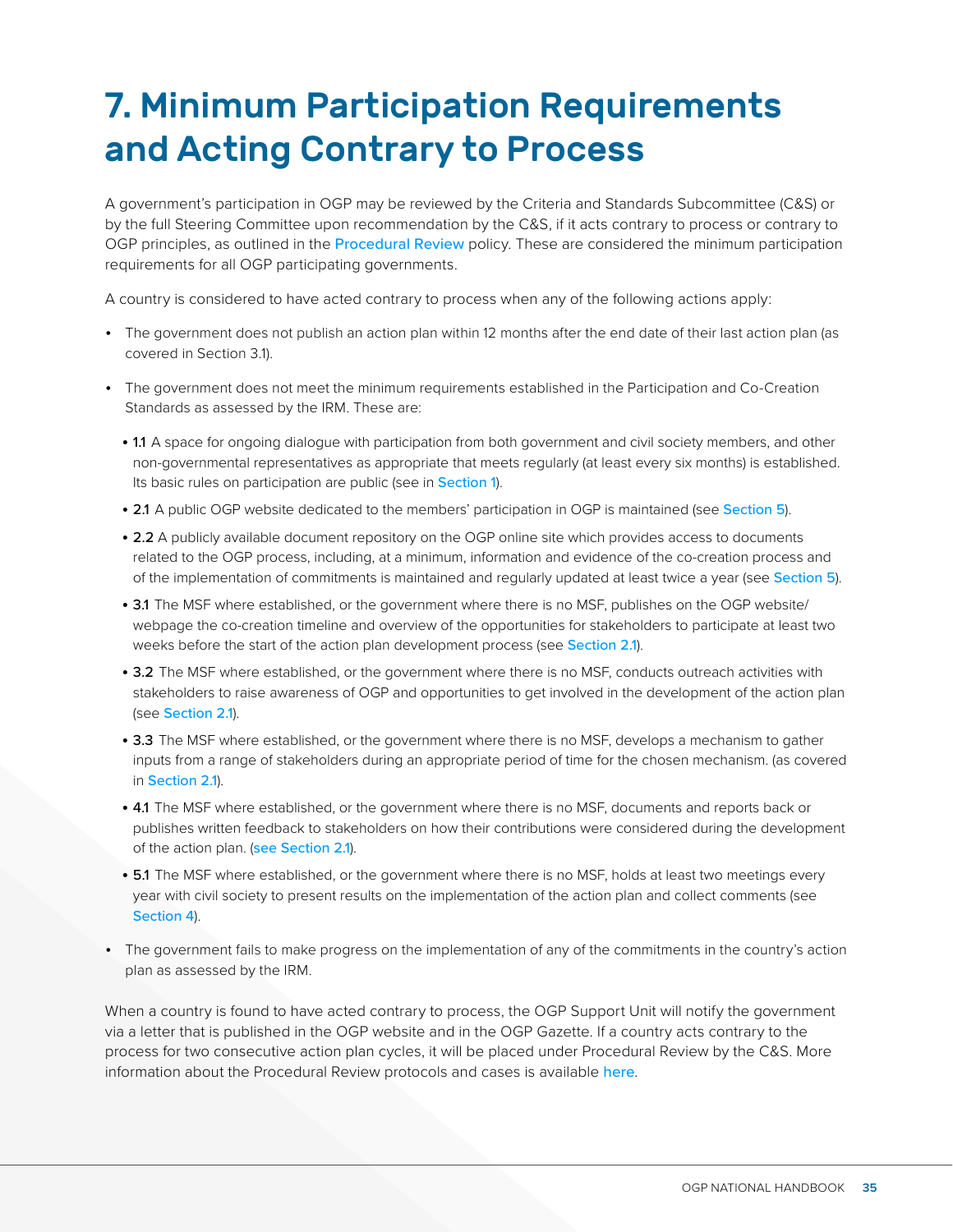# 7. Minimum Participation Requirements and Acting Contrary to Process

A government's participation in OGP may be reviewed by the Criteria and Standards Subcommittee (C&S) or by the full Steering Committee upon recommendation by the C&S, if it acts contrary to process or contrary to OGP principles, as outlined in the Procedural Review policy. These are considered the minimum participation requirements for all OGP participating governments.

A country is considered to have acted contrary to process when any of the following actions apply:

- The government does not publish an action plan within 12 months after the end date of their last action plan (as covered in Section 3.1).
- The government does not meet the minimum requirements established in the Participation and Co-Creation Standards as assessed by the IRM. These are:
  - **1.1** A space for ongoing dialogue with participation from both government and civil society members, and other non-governmental representatives as appropriate that meets regularly (at least every six months) is established. Its basic rules on participation are public (see in Section 1).
  - **2.1** A public OGP website dedicated to the members' participation in OGP is maintained (see Section 5).
  - **2.2** A publicly available document repository on the OGP online site which provides access to documents related to the OGP process, including, at a minimum, information and evidence of the co-creation process and of the implementation of commitments is maintained and regularly updated at least twice a year (see Section 5).
  - **3.1** The MSF where established, or the government where there is no MSF, publishes on the OGP website/webpage the co-creation timeline and overview of the opportunities for stakeholders to participate at least two weeks before the start of the action plan development process (see Section 2.1).
  - **3.2** The MSF where established, or the government where there is no MSF, conducts outreach activities with stakeholders to raise awareness of OGP and opportunities to get involved in the development of the action plan (see Section 2.1).
  - **3.3** The MSF where established, or the government where there is no MSF, develops a mechanism to gather inputs from a range of stakeholders during an appropriate period of time for the chosen mechanism. (as covered in Section 2.1).
  - **4.1** The MSF where established, or the government where there is no MSF, documents and reports back or publishes written feedback to stakeholders on how their contributions were considered during the development of the action plan. (see Section 2.1).
  - **5.1** The MSF where established, or the government where there is no MSF, holds at least two meetings every year with civil society to present results on the implementation of the action plan and collect comments (see Section 4).
- The government fails to make progress on the implementation of any of the commitments in the country's action plan as assessed by the IRM.

When a country is found to have acted contrary to process, the OGP Support Unit will notify the government via a letter that is published in the OGP website and in the OGP Gazette. If a country acts contrary to the process for two consecutive action plan cycles, it will be placed under Procedural Review by the C&S. More information about the Procedural Review protocols and cases is available here.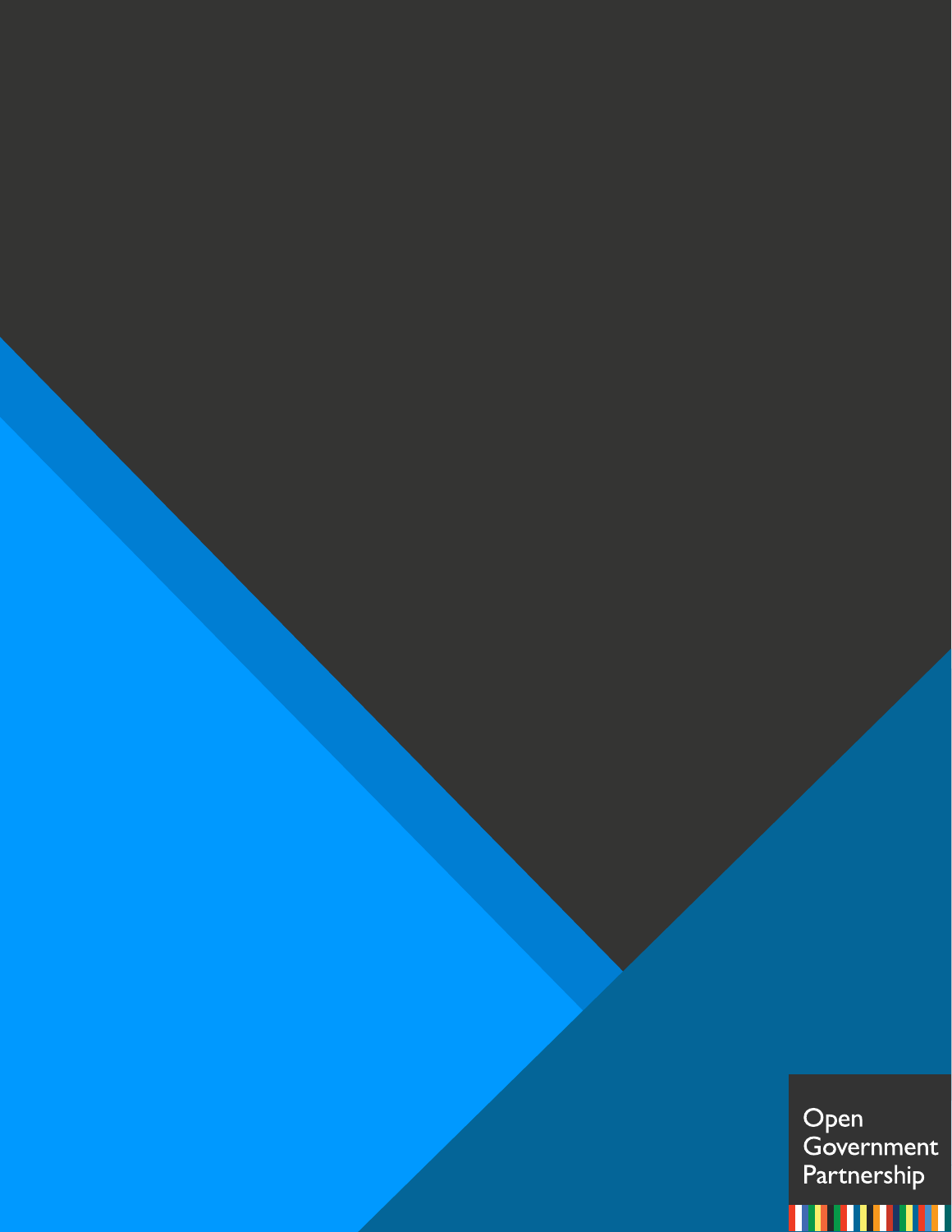Open
Government
Partnership